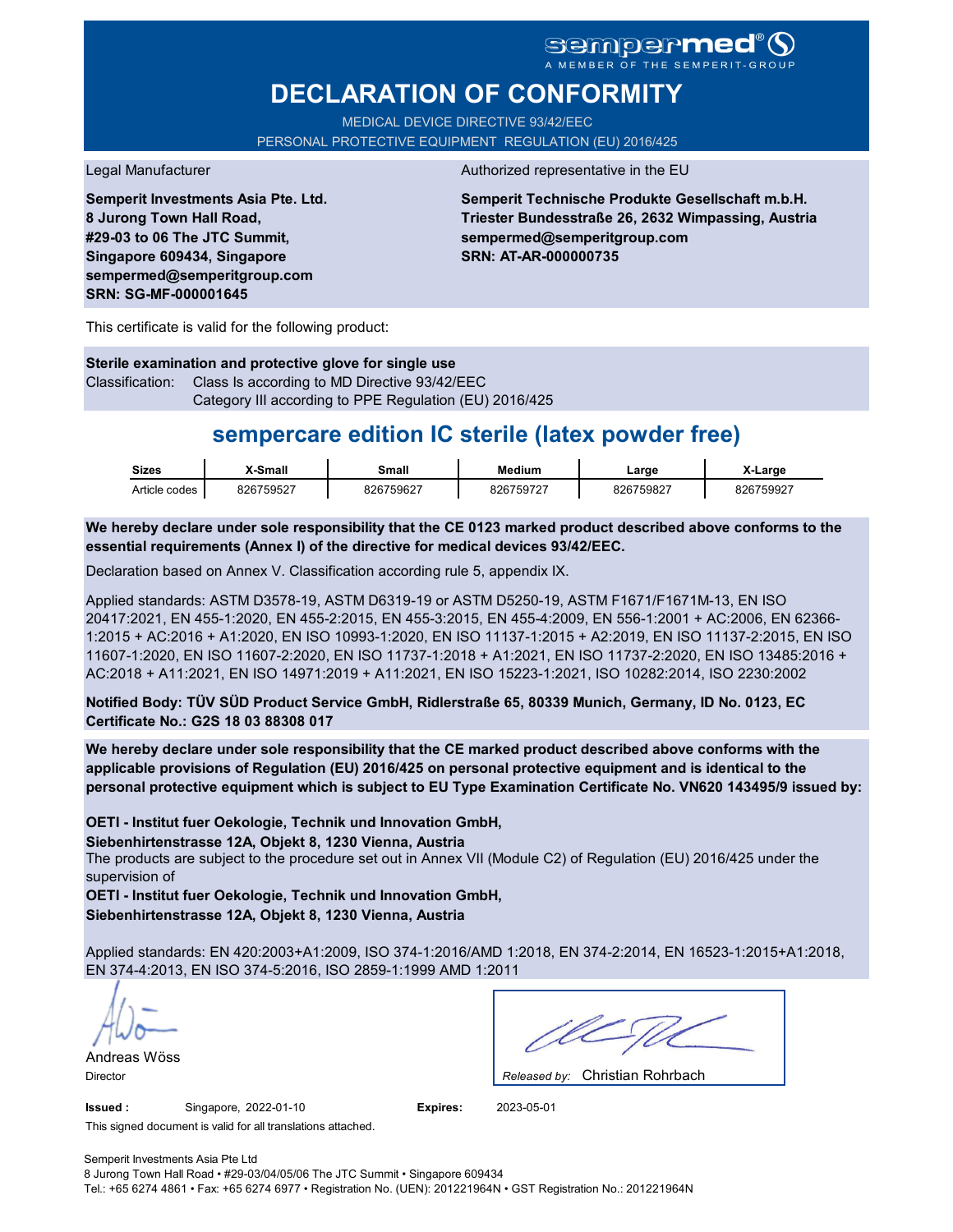sempermed®
A MEMBER OF THE SEMPERIT-GROUP

# DECLARATION OF CONFORMITY

MEDICAL DEVICE DIRECTIVE 93/42/EEC
PERSONAL PROTECTIVE EQUIPMENT REGULATION (EU) 2016/425

Legal Manufacturer

**Semperit Investments Asia Pte. Ltd.**
**8 Jurong Town Hall Road,**
**#29-03 to 06 The JTC Summit,**
**Singapore 609434, Singapore**
**sempermed@semperitgroup.com**
**SRN: SG-MF-000001645**

Authorized representative in the EU

**Semperit Technische Produkte Gesellschaft m.b.H.**
**Triester Bundesstraße 26, 2632 Wimpassing, Austria**
**sempermed@semperitgroup.com**
**SRN: AT-AR-000000735**

This certificate is valid for the following product:

**Sterile examination and protective glove for single use**
Classification: Class Is according to MD Directive 93/42/EEC
Category III according to PPE Regulation (EU) 2016/425

## sempercare edition IC sterile (latex powder free)

| Sizes | X-Small | Small | Medium | Large | X-Large |
|---|---|---|---|---|---|
| Article codes | 826759527 | 826759627 | 826759727 | 826759827 | 826759927 |

**We hereby declare under sole responsibility that the CE 0123 marked product described above conforms to the essential requirements (Annex I) of the directive for medical devices 93/42/EEC.**

Declaration based on Annex V. Classification according rule 5, appendix IX.

Applied standards: ASTM D3578-19, ASTM D6319-19 or ASTM D5250-19, ASTM F1671/F1671M-13, EN ISO 20417:2021, EN 455-1:2020, EN 455-2:2015, EN 455-3:2015, EN 455-4:2009, EN 556-1:2001 + AC:2006, EN 62366-1:2015 + AC:2016 + A1:2020, EN ISO 10993-1:2020, EN ISO 11137-1:2015 + A2:2019, EN ISO 11137-2:2015, EN ISO 11607-1:2020, EN ISO 11607-2:2020, EN ISO 11737-1:2018 + A1:2021, EN ISO 11737-2:2020, EN ISO 13485:2016 + AC:2018 + A11:2021, EN ISO 14971:2019 + A11:2021, EN ISO 15223-1:2021, ISO 10282:2014, ISO 2230:2002

**Notified Body: TÜV SÜD Product Service GmbH, Ridlerstraße 65, 80339 Munich, Germany, ID No. 0123, EC Certificate No.: G2S 18 03 88308 017**

**We hereby declare under sole responsibility that the CE marked product described above conforms with the applicable provisions of Regulation (EU) 2016/425 on personal protective equipment and is identical to the personal protective equipment which is subject to EU Type Examination Certificate No. VN620 143495/9 issued by:**

**OETI - Institut fuer Oekologie, Technik und Innovation GmbH,**
**Siebenhirtenstrasse 12A, Objekt 8, 1230 Vienna, Austria**
The products are subject to the procedure set out in Annex VII (Module C2) of Regulation (EU) 2016/425 under the supervision of
**OETI - Institut fuer Oekologie, Technik und Innovation GmbH,**
**Siebenhirtenstrasse 12A, Objekt 8, 1230 Vienna, Austria**

Applied standards: EN 420:2003+A1:2009, ISO 374-1:2016/AMD 1:2018, EN 374-2:2014, EN 16523-1:2015+A1:2018, EN 374-4:2013, EN ISO 374-5:2016, ISO 2859-1:1999 AMD 1:2011

Andreas Wöss
Director

*Released by:* Christian Rohrbach

**Issued :** Singapore, 2022-01-10 **Expires:** 2023-05-01

This signed document is valid for all translations attached.

Semperit Investments Asia Pte Ltd
8 Jurong Town Hall Road • #29-03/04/05/06 The JTC Summit • Singapore 609434
Tel.: +65 6274 4861 • Fax: +65 6274 6977 • Registration No. (UEN): 201221964N • GST Registration No.: 201221964N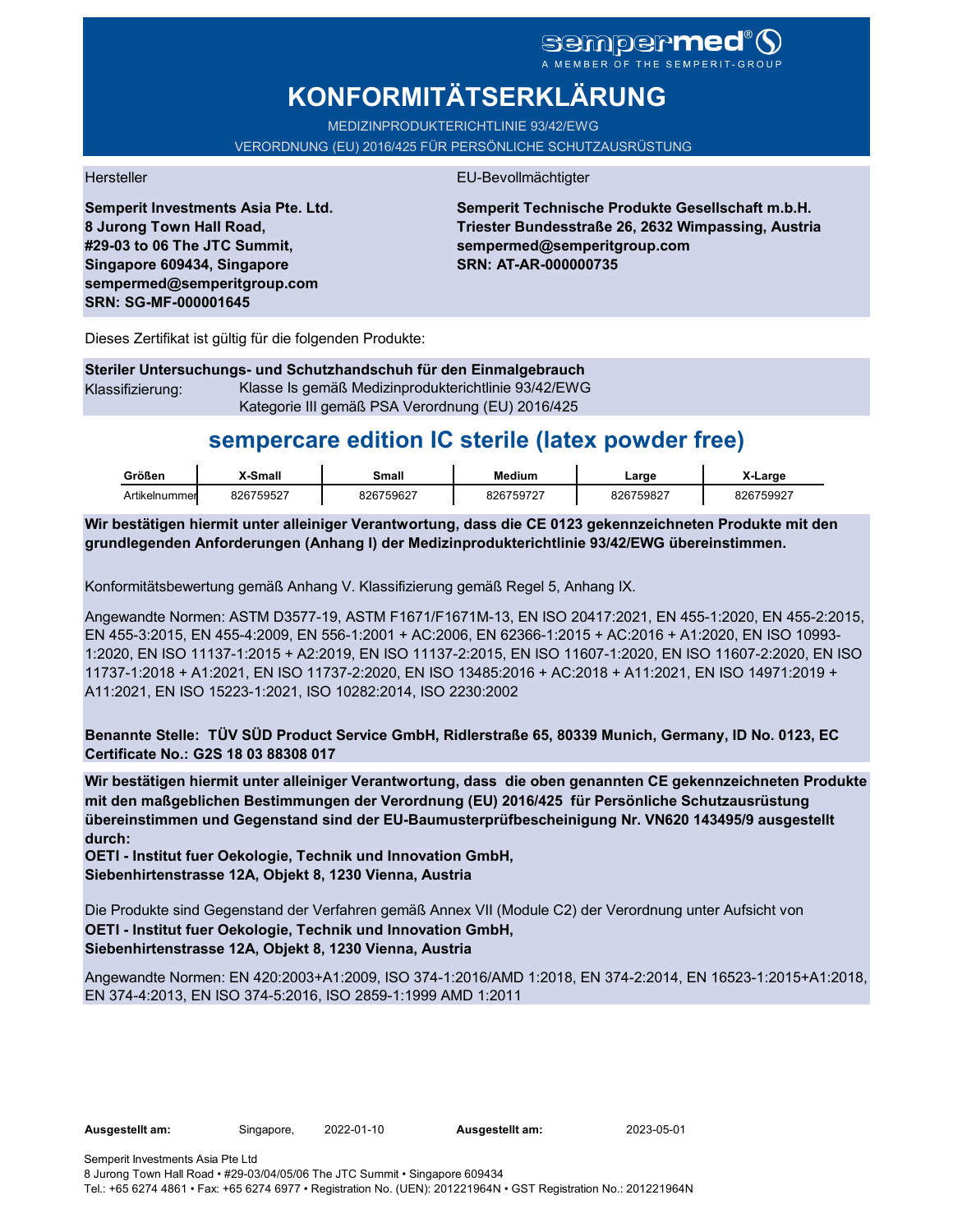sempermed®
A MEMBER OF THE SEMPERIT-GROUP

# KONFORMITÄTSERKLÄRUNG

MEDIZINPRODUKTERICHTLINIE 93/42/EWG
VERORDNUNG (EU) 2016/425 FÜR PERSÖNLICHE SCHUTZAUSRÜSTUNG

Hersteller

**Semperit Investments Asia Pte. Ltd.**
**8 Jurong Town Hall Road,**
**#29-03 to 06 The JTC Summit,**
**Singapore 609434, Singapore**
**sempermed@semperitgroup.com**
**SRN: SG-MF-000001645**

EU-Bevollmächtigter

**Semperit Technische Produkte Gesellschaft m.b.H.**
**Triester Bundesstraße 26, 2632 Wimpassing, Austria**
**sempermed@semperitgroup.com**
**SRN: AT-AR-000000735**

Dieses Zertifikat ist gültig für die folgenden Produkte:

**Steriler Untersuchungs- und Schutzhandschuh für den Einmalgebrauch**
Klassifizierung: Klasse Is gemäß Medizinprodukterichtlinie 93/42/EWG
Kategorie III gemäß PSA Verordnung (EU) 2016/425

## sempercare edition IC sterile (latex powder free)

| Größen | X-Small | Small | Medium | Large | X-Large |
|---|---|---|---|---|---|
| Artikelnummer | 826759527 | 826759627 | 826759727 | 826759827 | 826759927 |

**Wir bestätigen hiermit unter alleiniger Verantwortung, dass die CE 0123 gekennzeichneten Produkte mit den grundlegenden Anforderungen (Anhang I) der Medizinprodukterichtlinie 93/42/EWG übereinstimmen.**

Konformitätsbewertung gemäß Anhang V. Klassifizierung gemäß Regel 5, Anhang IX.

Angewandte Normen: ASTM D3577-19, ASTM F1671/F1671M-13, EN ISO 20417:2021, EN 455-1:2020, EN 455-2:2015, EN 455-3:2015, EN 455-4:2009, EN 556-1:2001 + AC:2006, EN 62366-1:2015 + AC:2016 + A1:2020, EN ISO 10993-1:2020, EN ISO 11137-1:2015 + A2:2019, EN ISO 11137-2:2015, EN ISO 11607-1:2020, EN ISO 11607-2:2020, EN ISO 11737-1:2018 + A1:2021, EN ISO 11737-2:2020, EN ISO 13485:2016 + AC:2018 + A11:2021, EN ISO 14971:2019 + A11:2021, EN ISO 15223-1:2021, ISO 10282:2014, ISO 2230:2002

**Benannte Stelle: TÜV SÜD Product Service GmbH, Ridlerstraße 65, 80339 Munich, Germany, ID No. 0123, EC Certificate No.: G2S 18 03 88308 017**

**Wir bestätigen hiermit unter alleiniger Verantwortung, dass die oben genannten CE gekennzeichneten Produkte mit den maßgeblichen Bestimmungen der Verordnung (EU) 2016/425 für Persönliche Schutzausrüstung übereinstimmen und Gegenstand sind der EU-Baumusterprüfbescheinigung Nr. VN620 143495/9 ausgestellt durch:**
**OETI - Institut fuer Oekologie, Technik und Innovation GmbH,**
**Siebenhirtenstrasse 12A, Objekt 8, 1230 Vienna, Austria**

Die Produkte sind Gegenstand der Verfahren gemäß Annex VII (Module C2) der Verordnung unter Aufsicht von
**OETI - Institut fuer Oekologie, Technik und Innovation GmbH,**
**Siebenhirtenstrasse 12A, Objekt 8, 1230 Vienna, Austria**

Angewandte Normen: EN 420:2003+A1:2009, ISO 374-1:2016/AMD 1:2018, EN 374-2:2014, EN 16523-1:2015+A1:2018, EN 374-4:2013, EN ISO 374-5:2016, ISO 2859-1:1999 AMD 1:2011

**Ausgestellt am:** Singapore, 2022-01-10 **Ausgestellt am:** 2023-05-01

Semperit Investments Asia Pte Ltd
8 Jurong Town Hall Road • #29-03/04/05/06 The JTC Summit • Singapore 609434
Tel.: +65 6274 4861 • Fax: +65 6274 6977 • Registration No. (UEN): 201221964N • GST Registration No.: 201221964N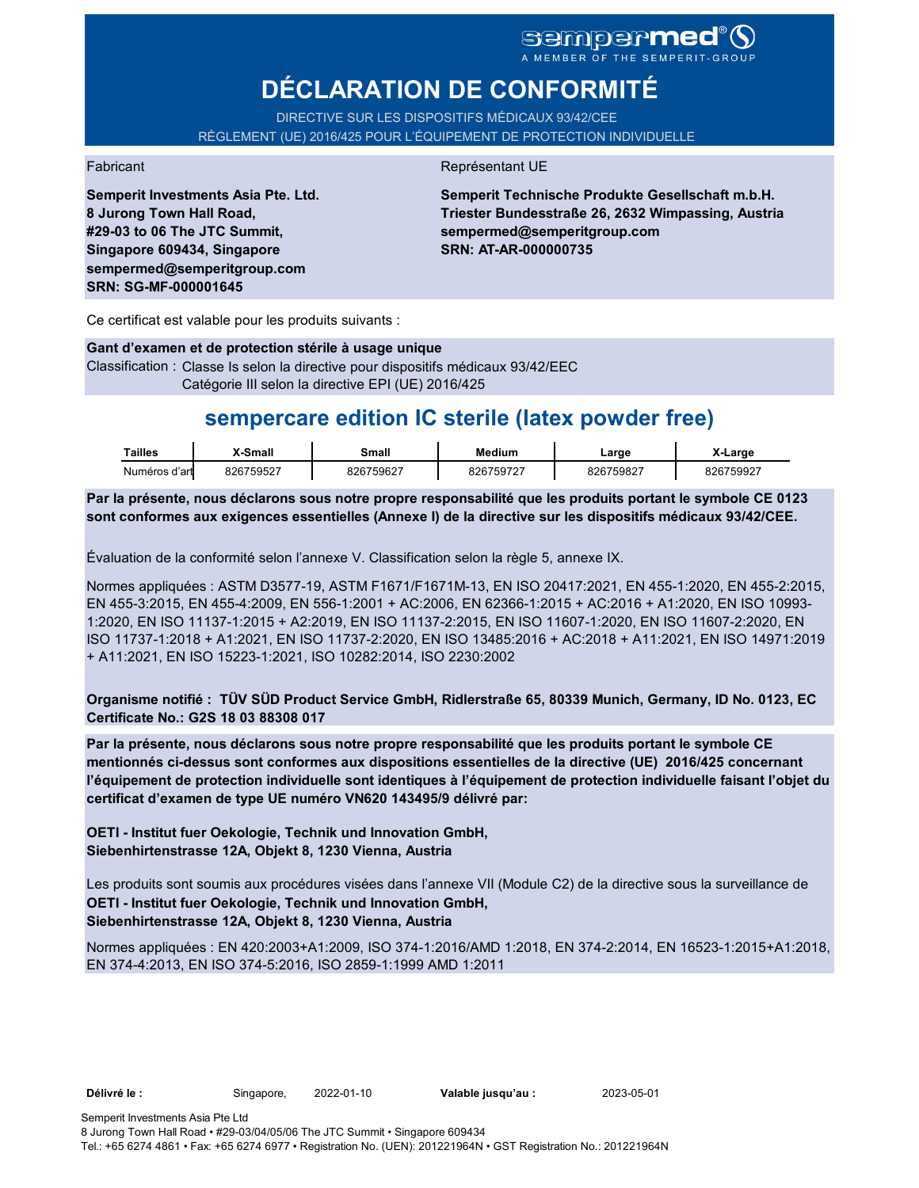sempermed®
A MEMBER OF THE SEMPERIT-GROUP

# DÉCLARATION DE CONFORMITÉ

DIRECTIVE SUR LES DISPOSITIFS MÉDICAUX 93/42/CEE
RÈGLEMENT (UE) 2016/425 POUR L'ÉQUIPEMENT DE PROTECTION INDIVIDUELLE

Fabricant

**Semperit Investments Asia Pte. Ltd.**
**8 Jurong Town Hall Road,**
**#29-03 to 06 The JTC Summit,**
**Singapore 609434, Singapore**
**sempermed@semperitgroup.com**
**SRN: SG-MF-000001645**

Représentant UE

**Semperit Technische Produkte Gesellschaft m.b.H.**
**Triester Bundesstraße 26, 2632 Wimpassing, Austria**
**sempermed@semperitgroup.com**
**SRN: AT-AR-000000735**

Ce certificat est valable pour les produits suivants :

**Gant d'examen et de protection stérile à usage unique**
Classification : Classe Is selon la directive pour dispositifs médicaux 93/42/EEC
Catégorie III selon la directive EPI (UE) 2016/425

## sempercare edition IC sterile (latex powder free)

| Tailles | X-Small | Small | Medium | Large | X-Large |
|---|---|---|---|---|---|
| Numéros d'art | 826759527 | 826759627 | 826759727 | 826759827 | 826759927 |

**Par la présente, nous déclarons sous notre propre responsabilité que les produits portant le symbole CE 0123 sont conformes aux exigences essentielles (Annexe I) de la directive sur les dispositifs médicaux 93/42/CEE.**

Évaluation de la conformité selon l'annexe V. Classification selon la règle 5, annexe IX.

Normes appliquées : ASTM D3577-19, ASTM F1671/F1671M-13, EN ISO 20417:2021, EN 455-1:2020, EN 455-2:2015, EN 455-3:2015, EN 455-4:2009, EN 556-1:2001 + AC:2006, EN 62366-1:2015 + AC:2016 + A1:2020, EN ISO 10993-1:2020, EN ISO 11137-1:2015 + A2:2019, EN ISO 11137-2:2015, EN ISO 11607-1:2020, EN ISO 11607-2:2020, EN ISO 11737-1:2018 + A1:2021, EN ISO 11737-2:2020, EN ISO 13485:2016 + AC:2018 + A11:2021, EN ISO 14971:2019 + A11:2021, EN ISO 15223-1:2021, ISO 10282:2014, ISO 2230:2002

**Organisme notifié : TÜV SÜD Product Service GmbH, Ridlerstraße 65, 80339 Munich, Germany, ID No. 0123, EC Certificate No.: G2S 18 03 88308 017**

**Par la présente, nous déclarons sous notre propre responsabilité que les produits portant le symbole CE mentionnés ci-dessus sont conformes aux dispositions essentielles de la directive (UE) 2016/425 concernant l'équipement de protection individuelle sont identiques à l'équipement de protection individuelle faisant l'objet du certificat d'examen de type UE numéro VN620 143495/9 délivré par:**

**OETI - Institut fuer Oekologie, Technik und Innovation GmbH,**
**Siebenhirtenstrasse 12A, Objekt 8, 1230 Vienna, Austria**

Les produits sont soumis aux procédures visées dans l'annexe VII (Module C2) de la directive sous la surveillance de
**OETI - Institut fuer Oekologie, Technik und Innovation GmbH,**
**Siebenhirtenstrasse 12A, Objekt 8, 1230 Vienna, Austria**

Normes appliquées : EN 420:2003+A1:2009, ISO 374-1:2016/AMD 1:2018, EN 374-2:2014, EN 16523-1:2015+A1:2018, EN 374-4:2013, EN ISO 374-5:2016, ISO 2859-1:1999 AMD 1:2011

**Délivré le :** Singapore, 2022-01-10 **Valable jusqu'au :** 2023-05-01

Semperit Investments Asia Pte Ltd
8 Jurong Town Hall Road • #29-03/04/05/06 The JTC Summit • Singapore 609434
Tel.: +65 6274 4861 • Fax: +65 6274 6977 • Registration No. (UEN): 201221964N • GST Registration No.: 201221964N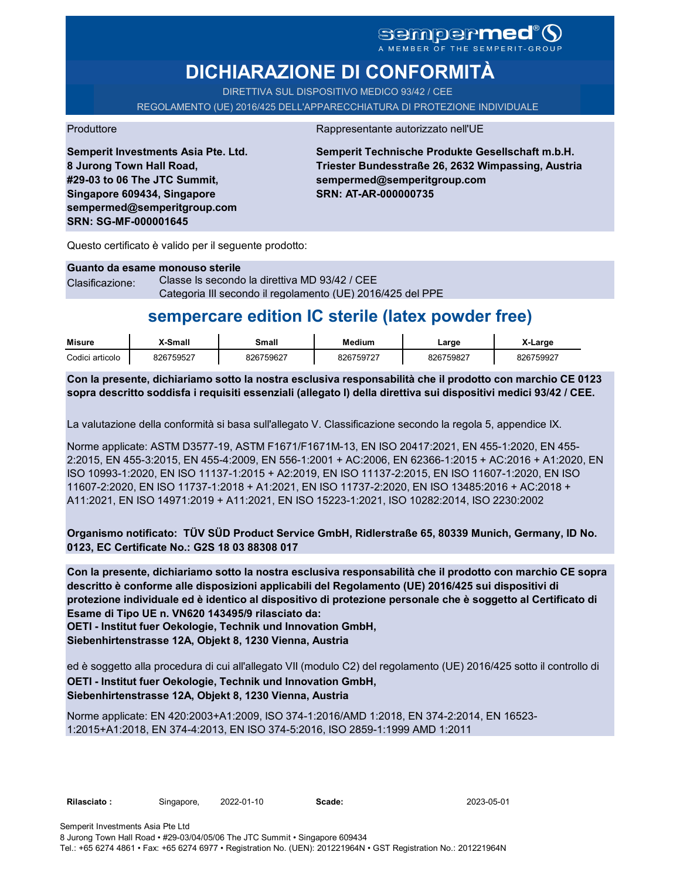sempermed®
A MEMBER OF THE SEMPERIT-GROUP

# DICHIARAZIONE DI CONFORMITÀ

DIRETTIVA SUL DISPOSITIVO MEDICO 93/42 / CEE

REGOLAMENTO (UE) 2016/425 DELL'APPARECCHIATURA DI PROTEZIONE INDIVIDUALE

Produttore

**Semperit Investments Asia Pte. Ltd.**
**8 Jurong Town Hall Road,**
**#29-03 to 06 The JTC Summit,**
**Singapore 609434, Singapore**
**sempermed@semperitgroup.com**
**SRN: SG-MF-000001645**

Rappresentante autorizzato nell'UE

**Semperit Technische Produkte Gesellschaft m.b.H.**
**Triester Bundesstraße 26, 2632 Wimpassing, Austria**
**sempermed@semperitgroup.com**
**SRN: AT-AR-000000735**

Questo certificato è valido per il seguente prodotto:

**Guanto da esame monouso sterile**

Clasificazione: Classe Is secondo la direttiva MD 93/42 / CEE
Categoria III secondo il regolamento (UE) 2016/425 del PPE

## sempercare edition IC sterile (latex powder free)

| Misure | X-Small | Small | Medium | Large | X-Large |
|---|---|---|---|---|---|
| Codici articolo | 826759527 | 826759627 | 826759727 | 826759827 | 826759927 |

**Con la presente, dichiariamo sotto la nostra esclusiva responsabilità che il prodotto con marchio CE 0123 sopra descritto soddisfa i requisiti essenziali (allegato I) della direttiva sui dispositivi medici 93/42 / CEE.**

La valutazione della conformità si basa sull'allegato V. Classificazione secondo la regola 5, appendice IX.

Norme applicate: ASTM D3577-19, ASTM F1671/F1671M-13, EN ISO 20417:2021, EN 455-1:2020, EN 455-2:2015, EN 455-3:2015, EN 455-4:2009, EN 556-1:2001 + AC:2006, EN 62366-1:2015 + AC:2016 + A1:2020, EN ISO 10993-1:2020, EN ISO 11137-1:2015 + A2:2019, EN ISO 11137-2:2015, EN ISO 11607-1:2020, EN ISO 11607-2:2020, EN ISO 11737-1:2018 + A1:2021, EN ISO 11737-2:2020, EN ISO 13485:2016 + AC:2018 + A11:2021, EN ISO 14971:2019 + A11:2021, EN ISO 15223-1:2021, ISO 10282:2014, ISO 2230:2002

**Organismo notificato: TÜV SÜD Product Service GmbH, Ridlerstraße 65, 80339 Munich, Germany, ID No. 0123, EC Certificate No.: G2S 18 03 88308 017**

**Con la presente, dichiariamo sotto la nostra esclusiva responsabilità che il prodotto con marchio CE sopra descritto è conforme alle disposizioni applicabili del Regolamento (UE) 2016/425 sui dispositivi di protezione individuale ed è identico al dispositivo di protezione personale che è soggetto al Certificato di Esame di Tipo UE n. VN620 143495/9 rilasciato da:**
**OETI - Institut fuer Oekologie, Technik und Innovation GmbH,**
**Siebenhirtenstrasse 12A, Objekt 8, 1230 Vienna, Austria**

ed è soggetto alla procedura di cui all'allegato VII (modulo C2) del regolamento (UE) 2016/425 sotto il controllo di
**OETI - Institut fuer Oekologie, Technik und Innovation GmbH,**
**Siebenhirtenstrasse 12A, Objekt 8, 1230 Vienna, Austria**

Norme applicate: EN 420:2003+A1:2009, ISO 374-1:2016/AMD 1:2018, EN 374-2:2014, EN 16523-1:2015+A1:2018, EN 374-4:2013, EN ISO 374-5:2016, ISO 2859-1:1999 AMD 1:2011

**Rilasciato :** Singapore, 2022-01-10 **Scade:** 2023-05-01

Semperit Investments Asia Pte Ltd
8 Jurong Town Hall Road • #29-03/04/05/06 The JTC Summit • Singapore 609434
Tel.: +65 6274 4861 • Fax: +65 6274 6977 • Registration No. (UEN): 201221964N • GST Registration No.: 201221964N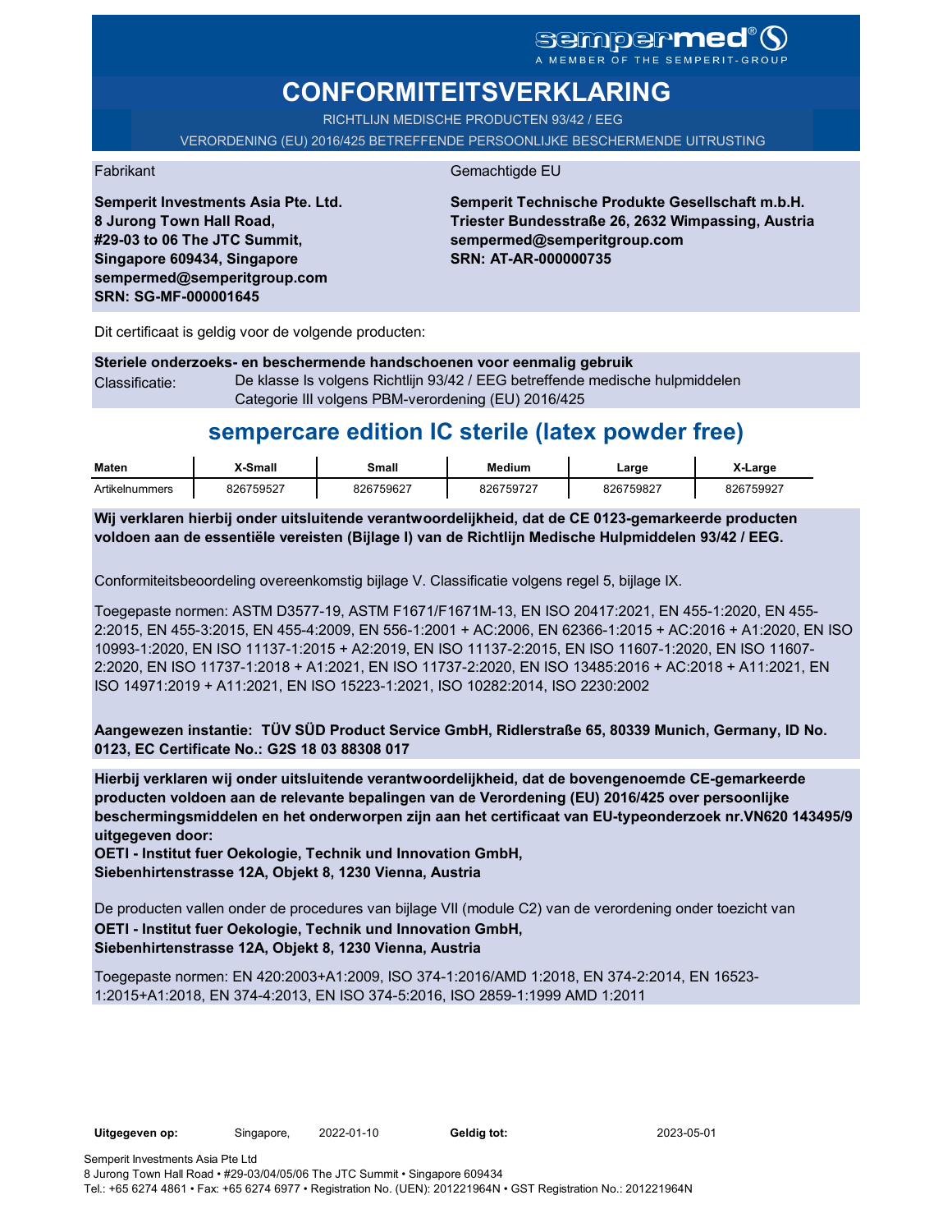sempermed®
A MEMBER OF THE SEMPERIT-GROUP

# CONFORMITEITSVERKLARING

RICHTLIJN MEDISCHE PRODUCTEN 93/42 / EEG

VERORDENING (EU) 2016/425 BETREFFENDE PERSOONLIJKE BESCHERMENDE UITRUSTING

Fabrikant

**Semperit Investments Asia Pte. Ltd.**
**8 Jurong Town Hall Road,**
**#29-03 to 06 The JTC Summit,**
**Singapore 609434, Singapore**
**sempermed@semperitgroup.com**
**SRN: SG-MF-000001645**

Gemachtigde EU

**Semperit Technische Produkte Gesellschaft m.b.H.**
**Triester Bundesstraße 26, 2632 Wimpassing, Austria**
**sempermed@semperitgroup.com**
**SRN: AT-AR-000000735**

Dit certificaat is geldig voor de volgende producten:

**Steriele onderzoeks- en beschermende handschoenen voor eenmalig gebruik**

Classificatie: De klasse Is volgens Richtlijn 93/42 / EEG betreffende medische hulpmiddelen
Categorie III volgens PBM-verordening (EU) 2016/425

## sempercare edition IC sterile (latex powder free)

| Maten | X-Small | Small | Medium | Large | X-Large |
|---|---|---|---|---|---|
| Artikelnummers | 826759527 | 826759627 | 826759727 | 826759827 | 826759927 |

**Wij verklaren hierbij onder uitsluitende verantwoordelijkheid, dat de CE 0123-gemarkeerde producten voldoen aan de essentiële vereisten (Bijlage I) van de Richtlijn Medische Hulpmiddelen 93/42 / EEG.**

Conformiteitsbeoordeling overeenkomstig bijlage V. Classificatie volgens regel 5, bijlage IX.

Toegepaste normen: ASTM D3577-19, ASTM F1671/F1671M-13, EN ISO 20417:2021, EN 455-1:2020, EN 455-2:2015, EN 455-3:2015, EN 455-4:2009, EN 556-1:2001 + AC:2006, EN 62366-1:2015 + AC:2016 + A1:2020, EN ISO 10993-1:2020, EN ISO 11137-1:2015 + A2:2019, EN ISO 11137-2:2015, EN ISO 11607-1:2020, EN ISO 11607-2:2020, EN ISO 11737-1:2018 + A1:2021, EN ISO 11737-2:2020, EN ISO 13485:2016 + AC:2018 + A11:2021, EN ISO 14971:2019 + A11:2021, EN ISO 15223-1:2021, ISO 10282:2014, ISO 2230:2002

**Aangewezen instantie: TÜV SÜD Product Service GmbH, Ridlerstraße 65, 80339 Munich, Germany, ID No. 0123, EC Certificate No.: G2S 18 03 88308 017**

**Hierbij verklaren wij onder uitsluitende verantwoordelijkheid, dat de bovengenoemde CE-gemarkeerde producten voldoen aan de relevante bepalingen van de Verordening (EU) 2016/425 over persoonlijke beschermingsmiddelen en het onderworpen zijn aan het certificaat van EU-typeonderzoek nr.VN620 143495/9 uitgegeven door:**
**OETI - Institut fuer Oekologie, Technik und Innovation GmbH,**
**Siebenhirtenstrasse 12A, Objekt 8, 1230 Vienna, Austria**

De producten vallen onder de procedures van bijlage VII (module C2) van de verordening onder toezicht van
**OETI - Institut fuer Oekologie, Technik und Innovation GmbH,**
**Siebenhirtenstrasse 12A, Objekt 8, 1230 Vienna, Austria**

Toegepaste normen: EN 420:2003+A1:2009, ISO 374-1:2016/AMD 1:2018, EN 374-2:2014, EN 16523-1:2015+A1:2018, EN 374-4:2013, EN ISO 374-5:2016, ISO 2859-1:1999 AMD 1:2011

**Uitgegeven op:** Singapore, 2022-01-10 **Geldig tot:** 2023-05-01

Semperit Investments Asia Pte Ltd
8 Jurong Town Hall Road • #29-03/04/05/06 The JTC Summit • Singapore 609434
Tel.: +65 6274 4861 • Fax: +65 6274 6977 • Registration No. (UEN): 201221964N • GST Registration No.: 201221964N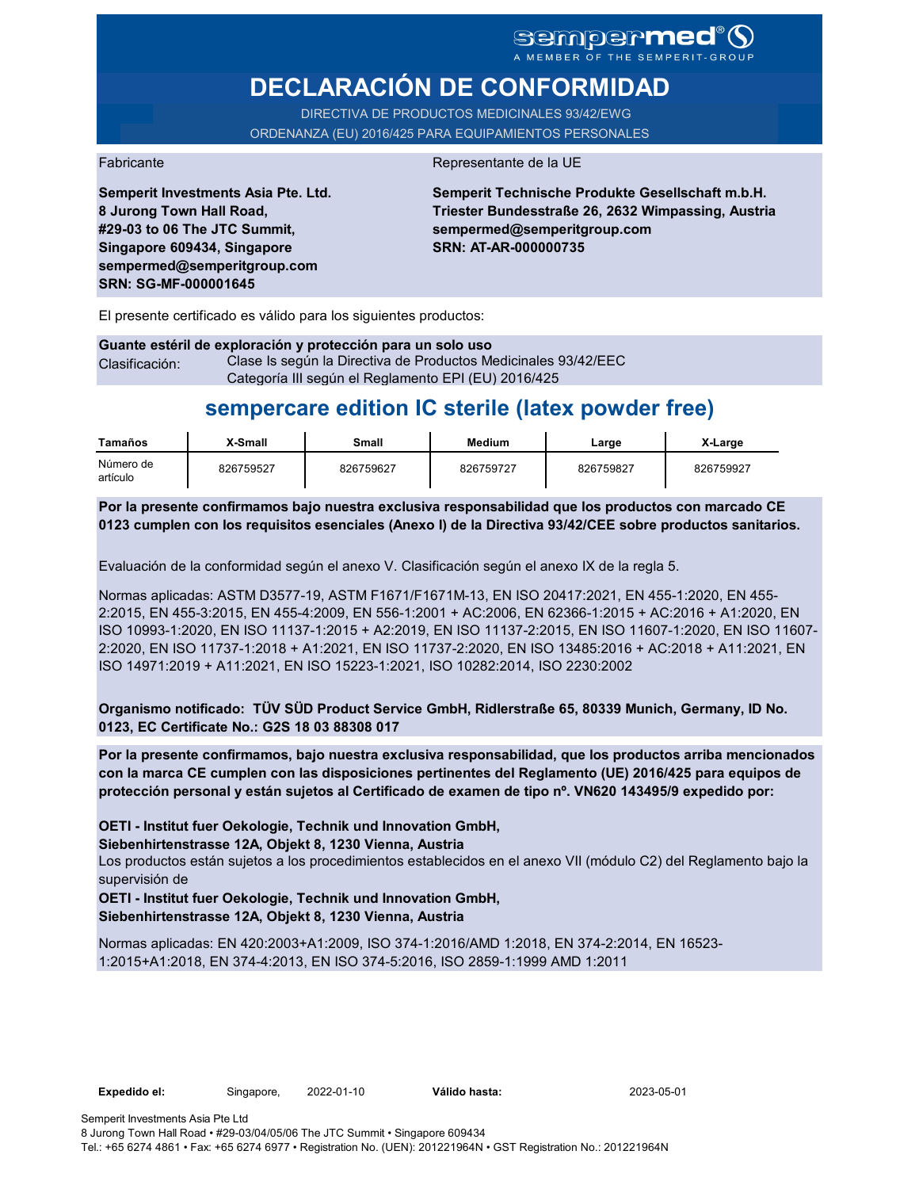sempermed®
A MEMBER OF THE SEMPERIT-GROUP

# DECLARACIÓN DE CONFORMIDAD

DIRECTIVA DE PRODUCTOS MEDICINALES 93/42/EWG
ORDENANZA (EU) 2016/425 PARA EQUIPAMIENTOS PERSONALES

| Fabricante | Representante de la UE |
|---|---|
| **Semperit Investments Asia Pte. Ltd.**<br>**8 Jurong Town Hall Road,**<br>**#29-03 to 06 The JTC Summit,**<br>**Singapore 609434, Singapore**<br>**sempermed@semperitgroup.com**<br>**SRN: SG-MF-000001645** | **Semperit Technische Produkte Gesellschaft m.b.H.**<br>**Triester Bundesstraße 26, 2632 Wimpassing, Austria**<br>**sempermed@semperitgroup.com**<br>**SRN: AT-AR-000000735** |

El presente certificado es válido para los siguientes productos:

**Guante estéril de exploración y protección para un solo uso**

Clasificación: Clase Is según la Directiva de Productos Medicinales 93/42/EEC
Categoría III según el Reglamento EPI (EU) 2016/425

## sempercare edition IC sterile (latex powder free)

| Tamaños | X-Small | Small | Medium | Large | X-Large |
|---|---|---|---|---|---|
| Número de artículo | 826759527 | 826759627 | 826759727 | 826759827 | 826759927 |

**Por la presente confirmamos bajo nuestra exclusiva responsabilidad que los productos con marcado CE 0123 cumplen con los requisitos esenciales (Anexo I) de la Directiva 93/42/CEE sobre productos sanitarios.**

Evaluación de la conformidad según el anexo V. Clasificación según el anexo IX de la regla 5.

Normas aplicadas: ASTM D3577-19, ASTM F1671/F1671M-13, EN ISO 20417:2021, EN 455-1:2020, EN 455-2:2015, EN 455-3:2015, EN 455-4:2009, EN 556-1:2001 + AC:2006, EN 62366-1:2015 + AC:2016 + A1:2020, EN ISO 10993-1:2020, EN ISO 11137-1:2015 + A2:2019, EN ISO 11137-2:2015, EN ISO 11607-1:2020, EN ISO 11607-2:2020, EN ISO 11737-1:2018 + A1:2021, EN ISO 11737-2:2020, EN ISO 13485:2016 + AC:2018 + A11:2021, EN ISO 14971:2019 + A11:2021, EN ISO 15223-1:2021, ISO 10282:2014, ISO 2230:2002

**Organismo notificado: TÜV SÜD Product Service GmbH, Ridlerstraße 65, 80339 Munich, Germany, ID No. 0123, EC Certificate No.: G2S 18 03 88308 017**

**Por la presente confirmamos, bajo nuestra exclusiva responsabilidad, que los productos arriba mencionados con la marca CE cumplen con las disposiciones pertinentes del Reglamento (UE) 2016/425 para equipos de protección personal y están sujetos al Certificado de examen de tipo nº. VN620 143495/9 expedido por:**

**OETI - Institut fuer Oekologie, Technik und Innovation GmbH,**
**Siebenhirtenstrasse 12A, Objekt 8, 1230 Vienna, Austria**

Los productos están sujetos a los procedimientos establecidos en el anexo VII (módulo C2) del Reglamento bajo la supervisión de

**OETI - Institut fuer Oekologie, Technik und Innovation GmbH,**
**Siebenhirtenstrasse 12A, Objekt 8, 1230 Vienna, Austria**

Normas aplicadas: EN 420:2003+A1:2009, ISO 374-1:2016/AMD 1:2018, EN 374-2:2014, EN 16523-1:2015+A1:2018, EN 374-4:2013, EN ISO 374-5:2016, ISO 2859-1:1999 AMD 1:2011

**Expedido el:** Singapore, 2022-01-10 **Válido hasta:** 2023-05-01

Semperit Investments Asia Pte Ltd
8 Jurong Town Hall Road • #29-03/04/05/06 The JTC Summit • Singapore 609434
Tel.: +65 6274 4861 • Fax: +65 6274 6977 • Registration No. (UEN): 201221964N • GST Registration No.: 201221964N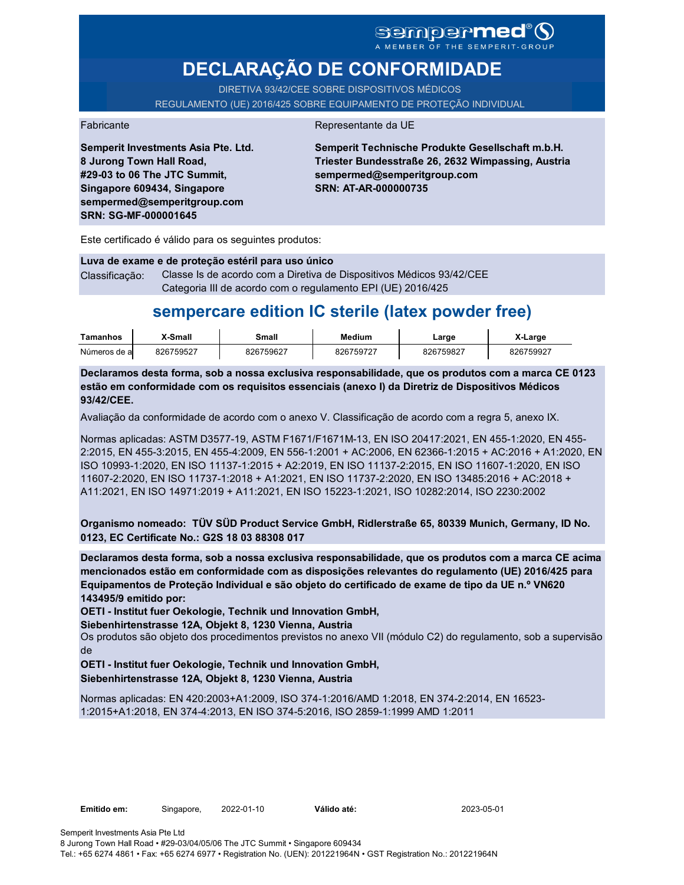sempermed®
A MEMBER OF THE SEMPERIT-GROUP

# DECLARAÇÃO DE CONFORMIDADE

DIRETIVA 93/42/CEE SOBRE DISPOSITIVOS MÉDICOS
REGULAMENTO (UE) 2016/425 SOBRE EQUIPAMENTO DE PROTEÇÃO INDIVIDUAL

Fabricante

**Semperit Investments Asia Pte. Ltd.**
**8 Jurong Town Hall Road,**
**#29-03 to 06 The JTC Summit,**
**Singapore 609434, Singapore**
**sempermed@semperitgroup.com**
**SRN: SG-MF-000001645**

Representante da UE

**Semperit Technische Produkte Gesellschaft m.b.H.**
**Triester Bundesstraße 26, 2632 Wimpassing, Austria**
**sempermed@semperitgroup.com**
**SRN: AT-AR-000000735**

Este certificado é válido para os seguintes produtos:

**Luva de exame e de proteção estéril para uso único**

Classificação: Classe Is de acordo com a Diretiva de Dispositivos Médicos 93/42/CEE
Categoria III de acordo com o regulamento EPI (UE) 2016/425

## sempercare edition IC sterile (latex powder free)

| Tamanhos | X-Small | Small | Medium | Large | X-Large |
|---|---|---|---|---|---|
| Números de a | 826759527 | 826759627 | 826759727 | 826759827 | 826759927 |

**Declaramos desta forma, sob a nossa exclusiva responsabilidade, que os produtos com a marca CE 0123 estão em conformidade com os requisitos essenciais (anexo I) da Diretriz de Dispositivos Médicos 93/42/CEE.**

Avaliação da conformidade de acordo com o anexo V. Classificação de acordo com a regra 5, anexo IX.

Normas aplicadas: ASTM D3577-19, ASTM F1671/F1671M-13, EN ISO 20417:2021, EN 455-1:2020, EN 455-2:2015, EN 455-3:2015, EN 455-4:2009, EN 556-1:2001 + AC:2006, EN 62366-1:2015 + AC:2016 + A1:2020, EN ISO 10993-1:2020, EN ISO 11137-1:2015 + A2:2019, EN ISO 11137-2:2015, EN ISO 11607-1:2020, EN ISO 11607-2:2020, EN ISO 11737-1:2018 + A1:2021, EN ISO 11737-2:2020, EN ISO 13485:2016 + AC:2018 + A11:2021, EN ISO 14971:2019 + A11:2021, EN ISO 15223-1:2021, ISO 10282:2014, ISO 2230:2002

**Organismo nomeado: TÜV SÜD Product Service GmbH, Ridlerstraße 65, 80339 Munich, Germany, ID No. 0123, EC Certificate No.: G2S 18 03 88308 017**

**Declaramos desta forma, sob a nossa exclusiva responsabilidade, que os produtos com a marca CE acima mencionados estão em conformidade com as disposições relevantes do regulamento (UE) 2016/425 para Equipamentos de Proteção Individual e são objeto do certificado de exame de tipo da UE n.º VN620 143495/9 emitido por:**

**OETI - Institut fuer Oekologie, Technik und Innovation GmbH,**
**Siebenhirtenstrasse 12A, Objekt 8, 1230 Vienna, Austria**

Os produtos são objeto dos procedimentos previstos no anexo VII (módulo C2) do regulamento, sob a supervisão de

**OETI - Institut fuer Oekologie, Technik und Innovation GmbH,**
**Siebenhirtenstrasse 12A, Objekt 8, 1230 Vienna, Austria**

Normas aplicadas: EN 420:2003+A1:2009, ISO 374-1:2016/AMD 1:2018, EN 374-2:2014, EN 16523-1:2015+A1:2018, EN 374-4:2013, EN ISO 374-5:2016, ISO 2859-1:1999 AMD 1:2011

**Emitido em:** Singapore, 2022-01-10 **Válido até:** 2023-05-01

Semperit Investments Asia Pte Ltd
8 Jurong Town Hall Road • #29-03/04/05/06 The JTC Summit • Singapore 609434
Tel.: +65 6274 4861 • Fax: +65 6274 6977 • Registration No. (UEN): 201221964N • GST Registration No.: 201221964N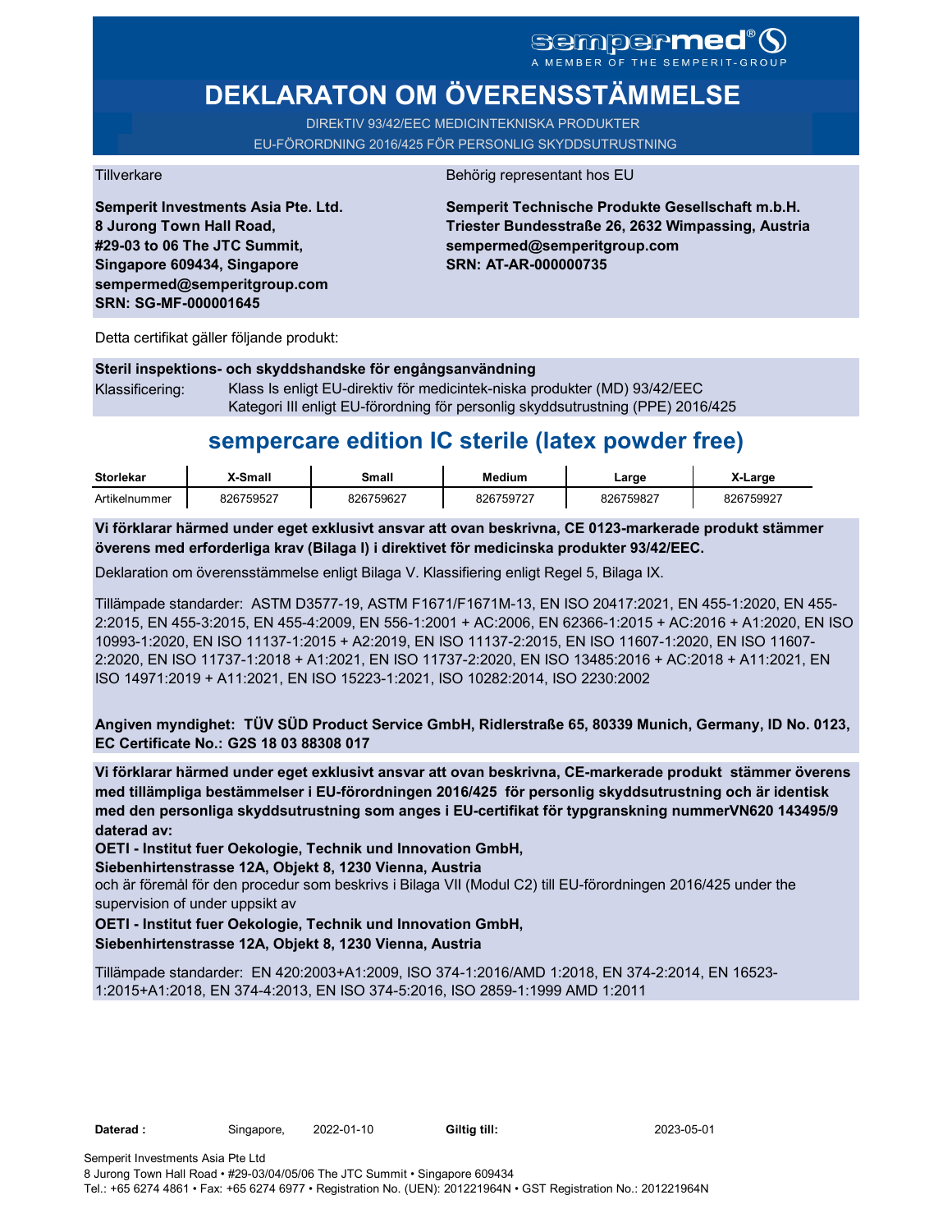sempermed®
A MEMBER OF THE SEMPERIT-GROUP

# DEKLARATON OM ÖVERENSSTÄMMELSE

DIREkTIV 93/42/EEC MEDICINTEKNISKA PRODUKTER

EU-FÖRORDNING 2016/425 FÖR PERSONLIG SKYDDSUTRUSTNING

Tillverkare

**Semperit Investments Asia Pte. Ltd.**
**8 Jurong Town Hall Road,**
**#29-03 to 06 The JTC Summit,**
**Singapore 609434, Singapore**
**sempermed@semperitgroup.com**
**SRN: SG-MF-000001645**

Behörig representant hos EU

**Semperit Technische Produkte Gesellschaft m.b.H.**
**Triester Bundesstraße 26, 2632 Wimpassing, Austria**
**sempermed@semperitgroup.com**
**SRN: AT-AR-000000735**

Detta certifikat gäller följande produkt:

**Steril inspektions- och skyddshandske för engångsanvändning**

Klassificering: Klass Is enligt EU-direktiv för medicintek-niska produkter (MD) 93/42/EEC
Kategori III enligt EU-förordning för personlig skyddsutrustning (PPE) 2016/425

## sempercare edition IC sterile (latex powder free)

| Storlekar | X-Small | Small | Medium | Large | X-Large |
|---|---|---|---|---|---|
| Artikelnummer | 826759527 | 826759627 | 826759727 | 826759827 | 826759927 |

**Vi förklarar härmed under eget exklusivt ansvar att ovan beskrivna, CE 0123-markerade produkt stämmer överens med erforderliga krav (Bilaga I) i direktivet för medicinska produkter 93/42/EEC.**

Deklaration om överensstämmelse enligt Bilaga V. Klassifiering enligt Regel 5, Bilaga IX.

Tillämpade standarder: ASTM D3577-19, ASTM F1671/F1671M-13, EN ISO 20417:2021, EN 455-1:2020, EN 455-2:2015, EN 455-3:2015, EN 455-4:2009, EN 556-1:2001 + AC:2006, EN 62366-1:2015 + AC:2016 + A1:2020, EN ISO 10993-1:2020, EN ISO 11137-1:2015 + A2:2019, EN ISO 11137-2:2015, EN ISO 11607-1:2020, EN ISO 11607-2:2020, EN ISO 11737-1:2018 + A1:2021, EN ISO 11737-2:2020, EN ISO 13485:2016 + AC:2018 + A11:2021, EN ISO 14971:2019 + A11:2021, EN ISO 15223-1:2021, ISO 10282:2014, ISO 2230:2002

**Angiven myndighet: TÜV SÜD Product Service GmbH, Ridlerstraße 65, 80339 Munich, Germany, ID No. 0123, EC Certificate No.: G2S 18 03 88308 017**

**Vi förklarar härmed under eget exklusivt ansvar att ovan beskrivna, CE-markerade produkt stämmer överens med tillämpliga bestämmelser i EU-förordningen 2016/425 för personlig skyddsutrustning och är identisk med den personliga skyddsutrustning som anges i EU-certifikat för typgranskning nummerVN620 143495/9 daterad av:**

**OETI - Institut fuer Oekologie, Technik und Innovation GmbH,**
**Siebenhirtenstrasse 12A, Objekt 8, 1230 Vienna, Austria**

och är föremål för den procedur som beskrivs i Bilaga VII (Modul C2) till EU-förordningen 2016/425 under the supervision of under uppsikt av

**OETI - Institut fuer Oekologie, Technik und Innovation GmbH,**
**Siebenhirtenstrasse 12A, Objekt 8, 1230 Vienna, Austria**

Tillämpade standarder: EN 420:2003+A1:2009, ISO 374-1:2016/AMD 1:2018, EN 374-2:2014, EN 16523-1:2015+A1:2018, EN 374-4:2013, EN ISO 374-5:2016, ISO 2859-1:1999 AMD 1:2011

**Daterad :** Singapore, 2022-01-10 **Giltig till:** 2023-05-01

Semperit Investments Asia Pte Ltd
8 Jurong Town Hall Road • #29-03/04/05/06 The JTC Summit • Singapore 609434
Tel.: +65 6274 4861 • Fax: +65 6274 6977 • Registration No. (UEN): 201221964N • GST Registration No.: 201221964N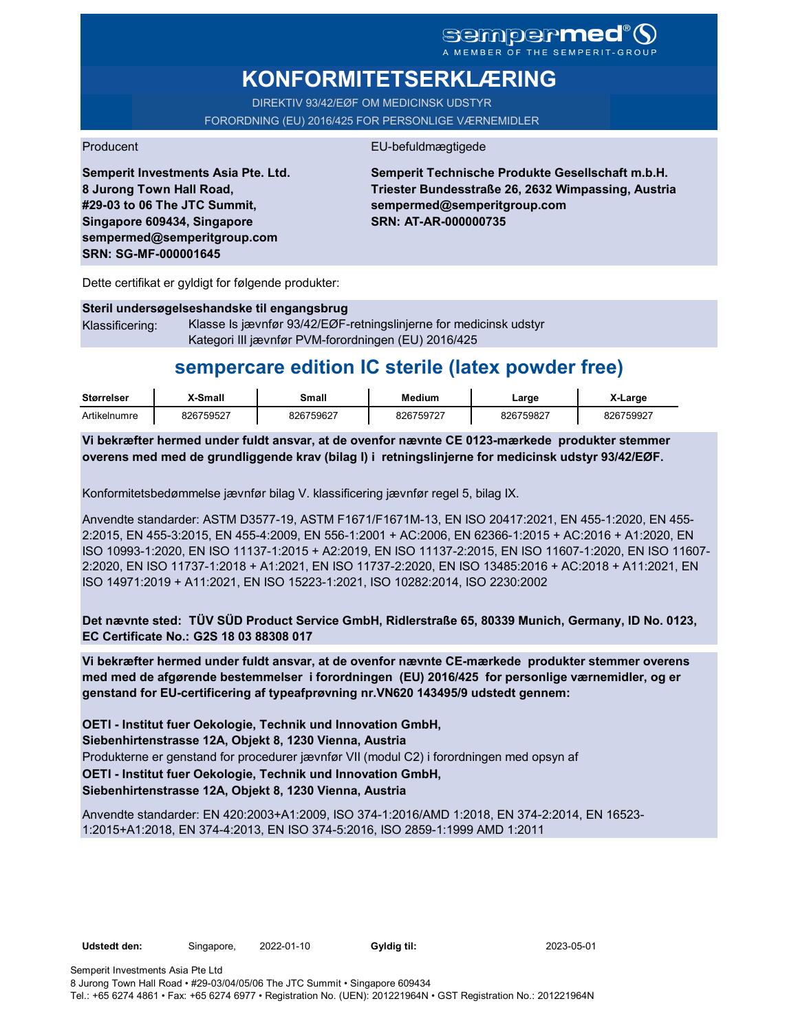sempermed®
A MEMBER OF THE SEMPERIT-GROUP

# KONFORMITETSERKLÆRING

DIREKTIV 93/42/EØF OM MEDICINSK UDSTYR
FORORDNING (EU) 2016/425 FOR PERSONLIGE VÆRNEMIDLER

Producent

**Semperit Investments Asia Pte. Ltd.**
**8 Jurong Town Hall Road,**
**#29-03 to 06 The JTC Summit,**
**Singapore 609434, Singapore**
**sempermed@semperitgroup.com**
**SRN: SG-MF-000001645**

EU-befuldmægtigede

**Semperit Technische Produkte Gesellschaft m.b.H.**
**Triester Bundesstraße 26, 2632 Wimpassing, Austria**
**sempermed@semperitgroup.com**
**SRN: AT-AR-000000735**

Dette certifikat er gyldigt for følgende produkter:

**Steril undersøgelseshandske til engangsbrug**

Klassificering: Klasse Is jævnfør 93/42/EØF-retningslinjerne for medicinsk udstyr
Kategori III jævnfør PVM-forordningen (EU) 2016/425

## sempercare edition IC sterile (latex powder free)

| Størrelser | X-Small | Small | Medium | Large | X-Large |
|---|---|---|---|---|---|
| Artikelnumre | 826759527 | 826759627 | 826759727 | 826759827 | 826759927 |

**Vi bekræfter hermed under fuldt ansvar, at de ovenfor nævnte CE 0123-mærkede produkter stemmer overens med med de grundliggende krav (bilag I) i retningslinjerne for medicinsk udstyr 93/42/EØF.**

Konformitetsbedømmelse jævnfør bilag V. klassificering jævnfør regel 5, bilag IX.

Anvendte standarder: ASTM D3577-19, ASTM F1671/F1671M-13, EN ISO 20417:2021, EN 455-1:2020, EN 455-2:2015, EN 455-3:2015, EN 455-4:2009, EN 556-1:2001 + AC:2006, EN 62366-1:2015 + AC:2016 + A1:2020, EN ISO 10993-1:2020, EN ISO 11137-1:2015 + A2:2019, EN ISO 11137-2:2015, EN ISO 11607-1:2020, EN ISO 11607-2:2020, EN ISO 11737-1:2018 + A1:2021, EN ISO 11737-2:2020, EN ISO 13485:2016 + AC:2018 + A11:2021, EN ISO 14971:2019 + A11:2021, EN ISO 15223-1:2021, ISO 10282:2014, ISO 2230:2002

**Det nævnte sted: TÜV SÜD Product Service GmbH, Ridlerstraße 65, 80339 Munich, Germany, ID No. 0123, EC Certificate No.: G2S 18 03 88308 017**

**Vi bekræfter hermed under fuldt ansvar, at de ovenfor nævnte CE-mærkede produkter stemmer overens med med de afgørende bestemmelser i forordningen (EU) 2016/425 for personlige værnemidler, og er genstand for EU-certificering af typeafprøvning nr.VN620 143495/9 udstedt gennem:**

**OETI - Institut fuer Oekologie, Technik und Innovation GmbH,**
**Siebenhirtenstrasse 12A, Objekt 8, 1230 Vienna, Austria**
Produkterne er genstand for procedurer jævnfør VII (modul C2) i forordningen med opsyn af
**OETI - Institut fuer Oekologie, Technik und Innovation GmbH,**
**Siebenhirtenstrasse 12A, Objekt 8, 1230 Vienna, Austria**

Anvendte standarder: EN 420:2003+A1:2009, ISO 374-1:2016/AMD 1:2018, EN 374-2:2014, EN 16523-1:2015+A1:2018, EN 374-4:2013, EN ISO 374-5:2016, ISO 2859-1:1999 AMD 1:2011

**Udstedt den:** Singapore, 2022-01-10 **Gyldig til:** 2023-05-01

Semperit Investments Asia Pte Ltd
8 Jurong Town Hall Road • #29-03/04/05/06 The JTC Summit • Singapore 609434
Tel.: +65 6274 4861 • Fax: +65 6274 6977 • Registration No. (UEN): 201221964N • GST Registration No.: 201221964N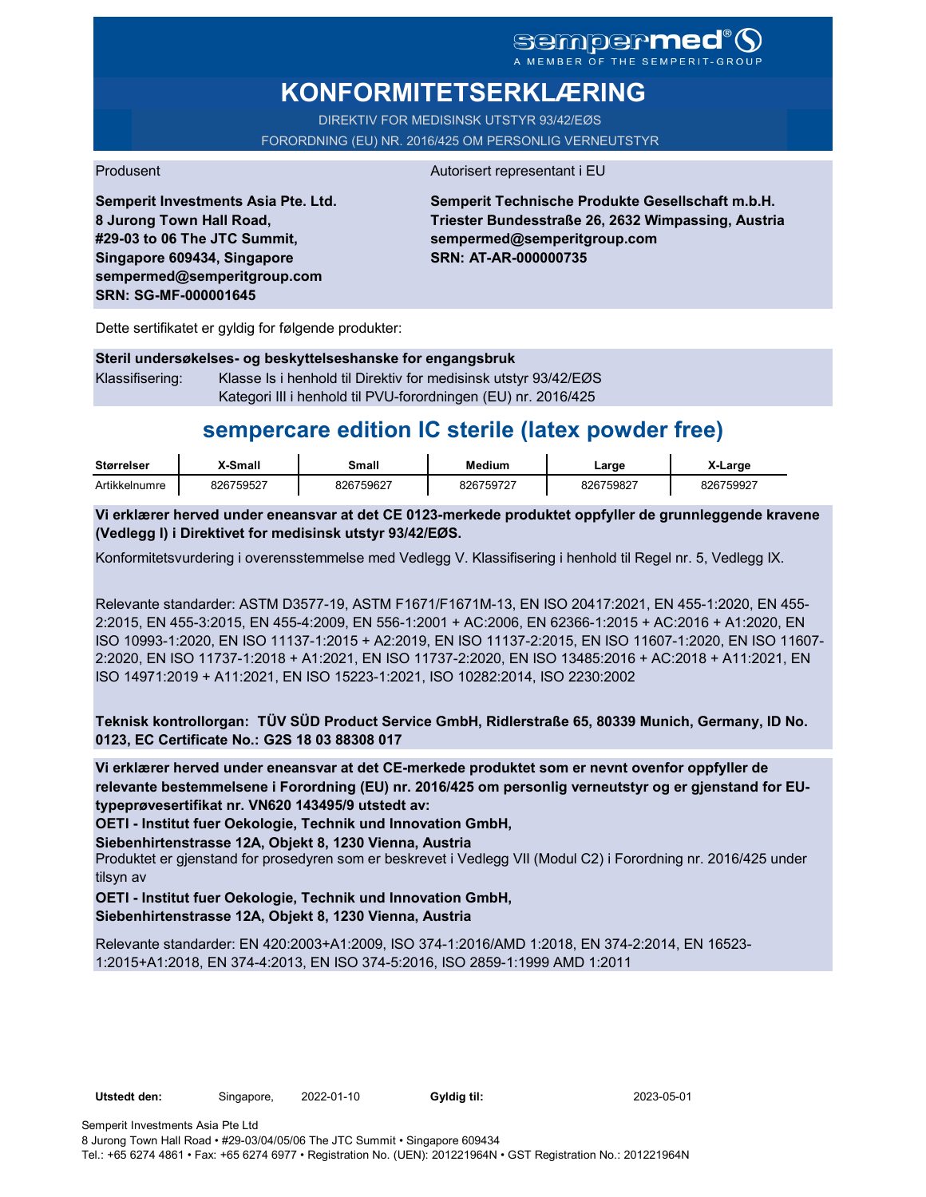sempermed®
A MEMBER OF THE SEMPERIT-GROUP

# KONFORMITETSERKLÆRING

DIREKTIV FOR MEDISINSK UTSTYR 93/42/EØS
FORORDNING (EU) NR. 2016/425 OM PERSONLIG VERNEUTSTYR

Produsent

**Semperit Investments Asia Pte. Ltd.**
**8 Jurong Town Hall Road,**
**#29-03 to 06 The JTC Summit,**
**Singapore 609434, Singapore**
**sempermed@semperitgroup.com**
**SRN: SG-MF-000001645**

Autorisert representant i EU

**Semperit Technische Produkte Gesellschaft m.b.H.**
**Triester Bundesstraße 26, 2632 Wimpassing, Austria**
**sempermed@semperitgroup.com**
**SRN: AT-AR-000000735**

Dette sertifikatet er gyldig for følgende produkter:

**Steril undersøkelses- og beskyttelseshanske for engangsbruk**

Klassifisering: Klasse Is i henhold til Direktiv for medisinsk utstyr 93/42/EØS
Kategori III i henhold til PVU-forordningen (EU) nr. 2016/425

## sempercare edition IC sterile (latex powder free)

| Størrelser | X-Small | Small | Medium | Large | X-Large |
|---|---|---|---|---|---|
| Artikkelnumre | 826759527 | 826759627 | 826759727 | 826759827 | 826759927 |

**Vi erklærer herved under eneansvar at det CE 0123-merkede produktet oppfyller de grunnleggende kravene (Vedlegg I) i Direktivet for medisinsk utstyr 93/42/EØS.**

Konformitetsvurdering i overensstemmelse med Vedlegg V. Klassifisering i henhold til Regel nr. 5, Vedlegg IX.

Relevante standarder: ASTM D3577-19, ASTM F1671/F1671M-13, EN ISO 20417:2021, EN 455-1:2020, EN 455-2:2015, EN 455-3:2015, EN 455-4:2009, EN 556-1:2001 + AC:2006, EN 62366-1:2015 + AC:2016 + A1:2020, EN ISO 10993-1:2020, EN ISO 11137-1:2015 + A2:2019, EN ISO 11137-2:2015, EN ISO 11607-1:2020, EN ISO 11607-2:2020, EN ISO 11737-1:2018 + A1:2021, EN ISO 11737-2:2020, EN ISO 13485:2016 + AC:2018 + A11:2021, EN ISO 14971:2019 + A11:2021, EN ISO 15223-1:2021, ISO 10282:2014, ISO 2230:2002

**Teknisk kontrollorgan: TÜV SÜD Product Service GmbH, Ridlerstraße 65, 80339 Munich, Germany, ID No. 0123, EC Certificate No.: G2S 18 03 88308 017**

**Vi erklærer herved under eneansvar at det CE-merkede produktet som er nevnt ovenfor oppfyller de relevante bestemmelsene i Forordning (EU) nr. 2016/425 om personlig verneutstyr og er gjenstand for EU-typeprøvesertifikat nr. VN620 143495/9 utstedt av:**
**OETI - Institut fuer Oekologie, Technik und Innovation GmbH,**
**Siebenhirtenstrasse 12A, Objekt 8, 1230 Vienna, Austria**
Produktet er gjenstand for prosedyren som er beskrevet i Vedlegg VII (Modul C2) i Forordning nr. 2016/425 under tilsyn av
**OETI - Institut fuer Oekologie, Technik und Innovation GmbH,**
**Siebenhirtenstrasse 12A, Objekt 8, 1230 Vienna, Austria**

Relevante standarder: EN 420:2003+A1:2009, ISO 374-1:2016/AMD 1:2018, EN 374-2:2014, EN 16523-1:2015+A1:2018, EN 374-4:2013, EN ISO 374-5:2016, ISO 2859-1:1999 AMD 1:2011

**Utstedt den:** Singapore, 2022-01-10 **Gyldig til:** 2023-05-01

Semperit Investments Asia Pte Ltd
8 Jurong Town Hall Road • #29-03/04/05/06 The JTC Summit • Singapore 609434
Tel.: +65 6274 4861 • Fax: +65 6274 6977 • Registration No. (UEN): 201221964N • GST Registration No.: 201221964N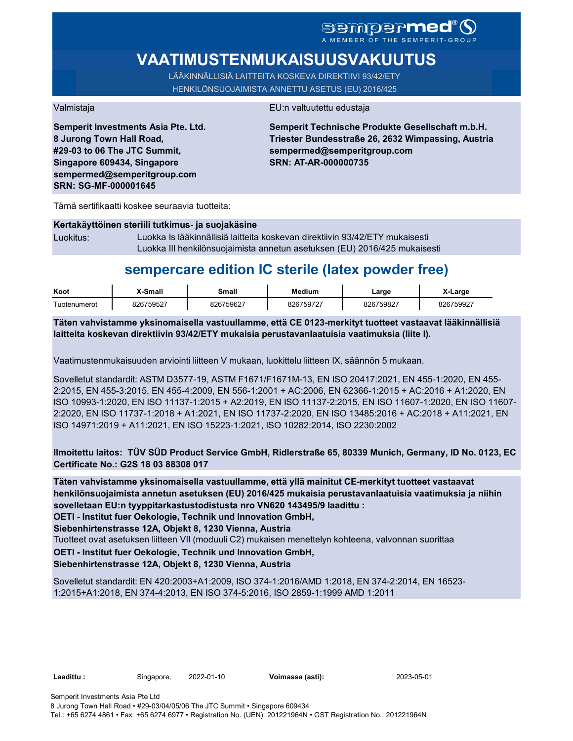sempermed®
A MEMBER OF THE SEMPERIT-GROUP

# VAATIMUSTENMUKAISUUSVAKUUTUS

LÄÄKINNÄLLISIÄ LAITTEITA KOSKEVA DIREKTIIVI 93/42/ETY
HENKILÖNSUOJAIMISTA ANNETTU ASETUS (EU) 2016/425

Valmistaja

**Semperit Investments Asia Pte. Ltd.**
**8 Jurong Town Hall Road,**
**#29-03 to 06 The JTC Summit,**
**Singapore 609434, Singapore**
**sempermed@semperitgroup.com**
**SRN: SG-MF-000001645**

EU:n valtuutettu edustaja

**Semperit Technische Produkte Gesellschaft m.b.H.**
**Triester Bundesstraße 26, 2632 Wimpassing, Austria**
**sempermed@semperitgroup.com**
**SRN: AT-AR-000000735**

Tämä sertifikaatti koskee seuraavia tuotteita:

**Kertakäyttöinen steriili tutkimus- ja suojakäsine**

Luokitus: Luokka Is lääkinnällisiä laitteita koskevan direktiivin 93/42/ETY mukaisesti
Luokka III henkilönsuojaimista annetun asetuksen (EU) 2016/425 mukaisesti

## sempercare edition IC sterile (latex powder free)

| Koot | X-Small | Small | Medium | Large | X-Large |
|---|---|---|---|---|---|
| Tuotenumerot | 826759527 | 826759627 | 826759727 | 826759827 | 826759927 |

**Täten vahvistamme yksinomaisella vastuullamme, että CE 0123-merkityt tuotteet vastaavat lääkinnällisiä laitteita koskevan direktiivin 93/42/ETY mukaisia perustavanlaatuisia vaatimuksia (liite I).**

Vaatimustenmukaisuuden arviointi liitteen V mukaan, luokittelu liitteen IX, säännön 5 mukaan.

Sovelletut standardit: ASTM D3577-19, ASTM F1671/F1671M-13, EN ISO 20417:2021, EN 455-1:2020, EN 455-2:2015, EN 455-3:2015, EN 455-4:2009, EN 556-1:2001 + AC:2006, EN 62366-1:2015 + AC:2016 + A1:2020, EN ISO 10993-1:2020, EN ISO 11137-1:2015 + A2:2019, EN ISO 11137-2:2015, EN ISO 11607-1:2020, EN ISO 11607-2:2020, EN ISO 11737-1:2018 + A1:2021, EN ISO 11737-2:2020, EN ISO 13485:2016 + AC:2018 + A11:2021, EN ISO 14971:2019 + A11:2021, EN ISO 15223-1:2021, ISO 10282:2014, ISO 2230:2002

**Ilmoitettu laitos: TÜV SÜD Product Service GmbH, Ridlerstraße 65, 80339 Munich, Germany, ID No. 0123, EC Certificate No.: G2S 18 03 88308 017**

**Täten vahvistamme yksinomaisella vastuullamme, että yllä mainitut CE-merkityt tuotteet vastaavat henkilönsuojaimista annetun asetuksen (EU) 2016/425 mukaisia perustavanlaatuisia vaatimuksia ja niihin sovelletaan EU:n tyyppitarkastustodistusta nro VN620 143495/9 laadittu :**
**OETI - Institut fuer Oekologie, Technik und Innovation GmbH,**
**Siebenhirtenstrasse 12A, Objekt 8, 1230 Vienna, Austria**
Tuotteet ovat asetuksen liitteen VII (moduuli C2) mukaisen menettelyn kohteena, valvonnan suorittaa
**OETI - Institut fuer Oekologie, Technik und Innovation GmbH,**
**Siebenhirtenstrasse 12A, Objekt 8, 1230 Vienna, Austria**

Sovelletut standardit: EN 420:2003+A1:2009, ISO 374-1:2016/AMD 1:2018, EN 374-2:2014, EN 16523-1:2015+A1:2018, EN 374-4:2013, EN ISO 374-5:2016, ISO 2859-1:1999 AMD 1:2011

**Laadittu :** Singapore, 2022-01-10 **Voimassa (asti):** 2023-05-01

Semperit Investments Asia Pte Ltd
8 Jurong Town Hall Road • #29-03/04/05/06 The JTC Summit • Singapore 609434
Tel.: +65 6274 4861 • Fax: +65 6274 6977 • Registration No. (UEN): 201221964N • GST Registration No.: 201221964N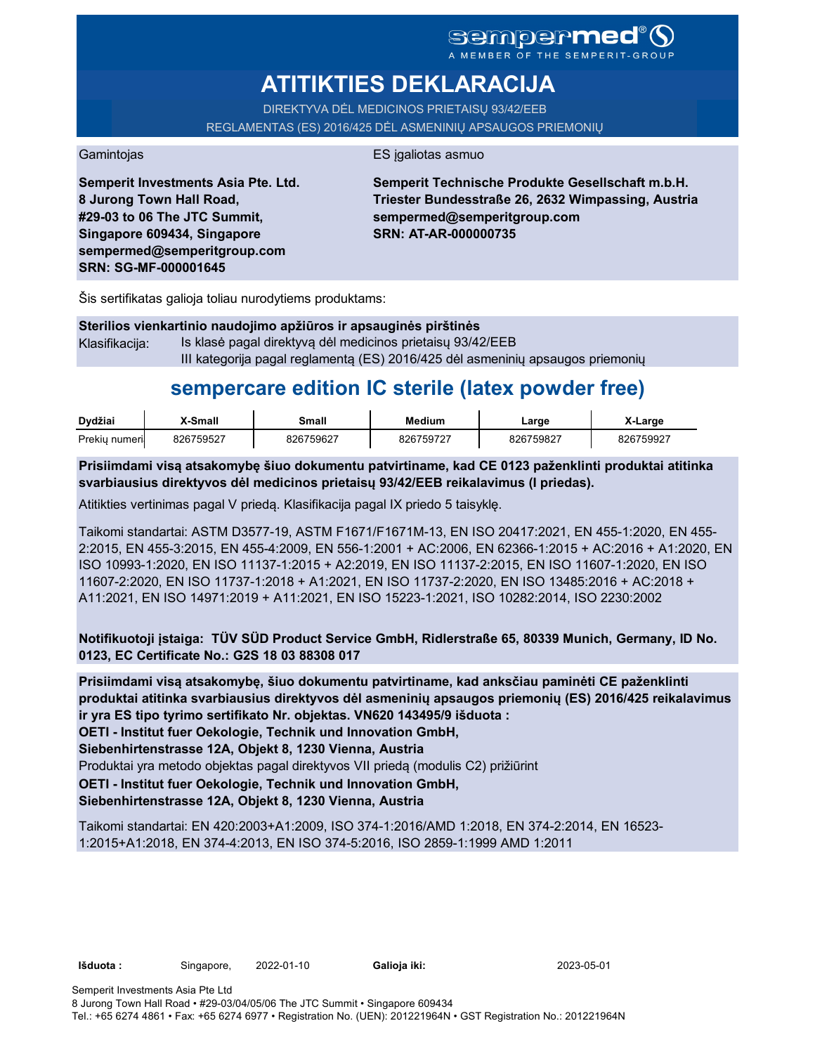sempermed®
A MEMBER OF THE SEMPERIT-GROUP

# ATITIKTIES DEKLARACIJA

DIREKTYVA DĖL MEDICINOS PRIETAISŲ 93/42/EEB
REGLAMENTAS (ES) 2016/425 DĖL ASMENINIŲ APSAUGOS PRIEMONIŲ

Gamintojas

**Semperit Investments Asia Pte. Ltd.**
**8 Jurong Town Hall Road,**
**#29-03 to 06 The JTC Summit,**
**Singapore 609434, Singapore**
**sempermed@semperitgroup.com**
**SRN: SG-MF-000001645**

ES įgaliotas asmuo

**Semperit Technische Produkte Gesellschaft m.b.H.**
**Triester Bundesstraße 26, 2632 Wimpassing, Austria**
**sempermed@semperitgroup.com**
**SRN: AT-AR-000000735**

Šis sertifikatas galioja toliau nurodytiems produktams:

**Sterilios vienkartinio naudojimo apžiūros ir apsauginės pirštinės**
Klasifikacija: Is klasė pagal direktyvą dėl medicinos prietaisų 93/42/EEB
III kategorija pagal reglamentą (ES) 2016/425 dėl asmeninių apsaugos priemonių

## sempercare edition IC sterile (latex powder free)

| Dydžiai | X-Small | Small | Medium | Large | X-Large |
|---|---|---|---|---|---|
| Prekių numeri | 826759527 | 826759627 | 826759727 | 826759827 | 826759927 |

**Prisiimdami visą atsakomybę šiuo dokumentu patvirtiname, kad CE 0123 paženklinti produktai atitinka svarbiausius direktyvos dėl medicinos prietaisų 93/42/EEB reikalavimus (I priedas).**

Atitikties vertinimas pagal V priedą. Klasifikacija pagal IX priedo 5 taisyklę.

Taikomi standartai: ASTM D3577-19, ASTM F1671/F1671M-13, EN ISO 20417:2021, EN 455-1:2020, EN 455-2:2015, EN 455-3:2015, EN 455-4:2009, EN 556-1:2001 + AC:2006, EN 62366-1:2015 + AC:2016 + A1:2020, EN ISO 10993-1:2020, EN ISO 11137-1:2015 + A2:2019, EN ISO 11137-2:2015, EN ISO 11607-1:2020, EN ISO 11607-2:2020, EN ISO 11737-1:2018 + A1:2021, EN ISO 11737-2:2020, EN ISO 13485:2016 + AC:2018 + A11:2021, EN ISO 14971:2019 + A11:2021, EN ISO 15223-1:2021, ISO 10282:2014, ISO 2230:2002

**Notifikuotoji įstaiga: TÜV SÜD Product Service GmbH, Ridlerstraße 65, 80339 Munich, Germany, ID No. 0123, EC Certificate No.: G2S 18 03 88308 017**

**Prisiimdami visą atsakomybę, šiuo dokumentu patvirtiname, kad anksčiau paminėti CE paženklinti produktai atitinka svarbiausius direktyvos dėl asmeninių apsaugos priemonių (ES) 2016/425 reikalavimus ir yra ES tipo tyrimo sertifikato Nr. objektas. VN620 143495/9 išduota :**
**OETI - Institut fuer Oekologie, Technik und Innovation GmbH,**
**Siebenhirtenstrasse 12A, Objekt 8, 1230 Vienna, Austria**
Produktai yra metodo objektas pagal direktyvos VII priedą (modulis C2) prižiūrint
**OETI - Institut fuer Oekologie, Technik und Innovation GmbH,**
**Siebenhirtenstrasse 12A, Objekt 8, 1230 Vienna, Austria**

Taikomi standartai: EN 420:2003+A1:2009, ISO 374-1:2016/AMD 1:2018, EN 374-2:2014, EN 16523-1:2015+A1:2018, EN 374-4:2013, EN ISO 374-5:2016, ISO 2859-1:1999 AMD 1:2011

**Išduota :** Singapore, 2022-01-10 **Galioja iki:** 2023-05-01

Semperit Investments Asia Pte Ltd
8 Jurong Town Hall Road • #29-03/04/05/06 The JTC Summit • Singapore 609434
Tel.: +65 6274 4861 • Fax: +65 6274 6977 • Registration No. (UEN): 201221964N • GST Registration No.: 201221964N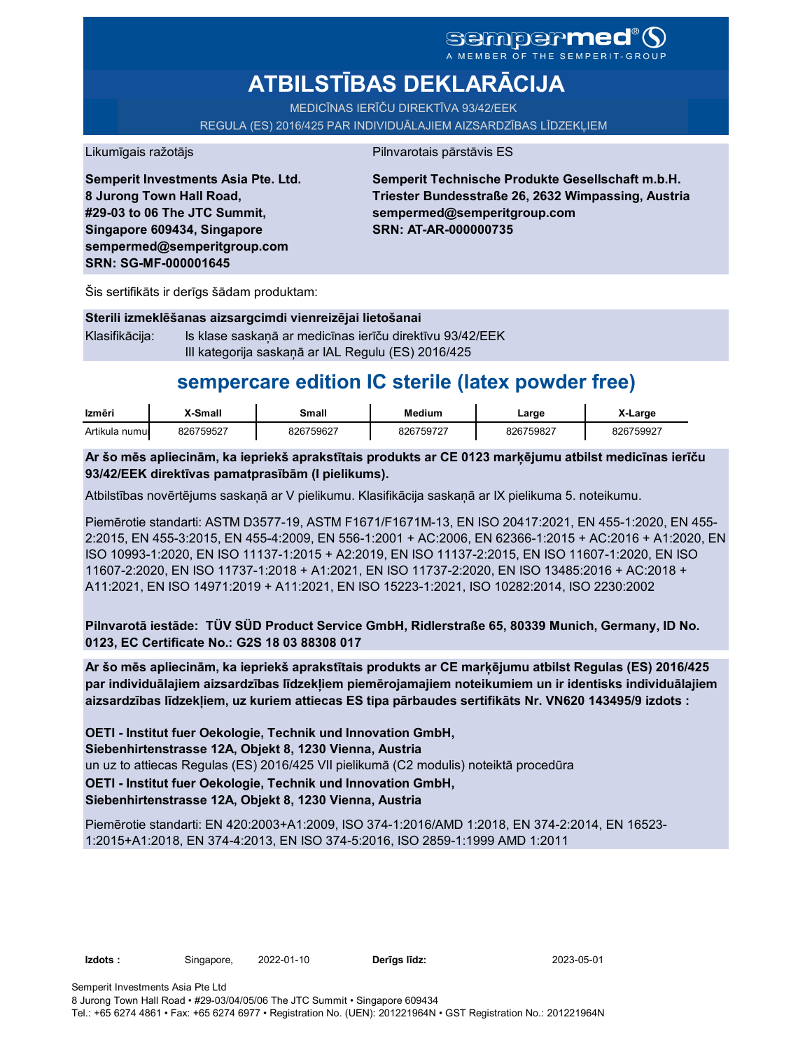sempermed®
A MEMBER OF THE SEMPERIT-GROUP

# ATBILSTĪBAS DEKLARĀCIJA

MEDICĪNAS IERĪČU DIREKTĪVA 93/42/EEK
REGULA (ES) 2016/425 PAR INDIVIDUĀLAJIEM AIZSARDZĪBAS LĪDZEKĻIEM

Likumīgais ražotājs

**Semperit Investments Asia Pte. Ltd.**
**8 Jurong Town Hall Road,**
**#29-03 to 06 The JTC Summit,**
**Singapore 609434, Singapore**
**sempermed@semperitgroup.com**
**SRN: SG-MF-000001645**

Pilnvarotais pārstāvis ES

**Semperit Technische Produkte Gesellschaft m.b.H.**
**Triester Bundesstraße 26, 2632 Wimpassing, Austria**
**sempermed@semperitgroup.com**
**SRN: AT-AR-000000735**

Šis sertifikāts ir derīgs šādam produktam:

**Sterili izmeklēšanas aizsargcimdi vienreizējai lietošanai**

Klasifikācija: Is klase saskaņā ar medicīnas ierīču direktīvu 93/42/EEK
III kategorija saskaņā ar IAL Regulu (ES) 2016/425

## sempercare edition IC sterile (latex powder free)

| Izmēri | X-Small | Small | Medium | Large | X-Large |
|---|---|---|---|---|---|
| Artikula numu | 826759527 | 826759627 | 826759727 | 826759827 | 826759927 |

**Ar šo mēs apliecinām, ka iepriekš aprakstītais produkts ar CE 0123 marķējumu atbilst medicīnas ierīču 93/42/EEK direktīvas pamatprasībām (I pielikums).**

Atbilstības novērtējums saskaņā ar V pielikumu. Klasifikācija saskaņā ar IX pielikuma 5. noteikumu.

Piemērotie standarti: ASTM D3577-19, ASTM F1671/F1671M-13, EN ISO 20417:2021, EN 455-1:2020, EN 455-2:2015, EN 455-3:2015, EN 455-4:2009, EN 556-1:2001 + AC:2006, EN 62366-1:2015 + AC:2016 + A1:2020, EN ISO 10993-1:2020, EN ISO 11137-1:2015 + A2:2019, EN ISO 11137-2:2015, EN ISO 11607-1:2020, EN ISO 11607-2:2020, EN ISO 11737-1:2018 + A1:2021, EN ISO 11737-2:2020, EN ISO 13485:2016 + AC:2018 + A11:2021, EN ISO 14971:2019 + A11:2021, EN ISO 15223-1:2021, ISO 10282:2014, ISO 2230:2002

**Pilnvarotā iestāde: TÜV SÜD Product Service GmbH, Ridlerstraße 65, 80339 Munich, Germany, ID No. 0123, EC Certificate No.: G2S 18 03 88308 017**

**Ar šo mēs apliecinām, ka iepriekš aprakstītais produkts ar CE marķējumu atbilst Regulas (ES) 2016/425 par individuālajiem aizsardzības līdzekļiem piemērojamajiem noteikumiem un ir identisks individuālajiem aizsardzības līdzekļiem, uz kuriem attiecas ES tipa pārbaudes sertifikāts Nr. VN620 143495/9 izdots :**

**OETI - Institut fuer Oekologie, Technik und Innovation GmbH,**
**Siebenhirtenstrasse 12A, Objekt 8, 1230 Vienna, Austria**
un uz to attiecas Regulas (ES) 2016/425 VII pielikumā (C2 modulis) noteiktā procedūra
**OETI - Institut fuer Oekologie, Technik und Innovation GmbH,**
**Siebenhirtenstrasse 12A, Objekt 8, 1230 Vienna, Austria**

Piemērotie standarti: EN 420:2003+A1:2009, ISO 374-1:2016/AMD 1:2018, EN 374-2:2014, EN 16523-1:2015+A1:2018, EN 374-4:2013, EN ISO 374-5:2016, ISO 2859-1:1999 AMD 1:2011

**Izdots :** Singapore, 2022-01-10 **Derīgs līdz:** 2023-05-01

Semperit Investments Asia Pte Ltd
8 Jurong Town Hall Road • #29-03/04/05/06 The JTC Summit • Singapore 609434
Tel.: +65 6274 4861 • Fax: +65 6274 6977 • Registration No. (UEN): 201221964N • GST Registration No.: 201221964N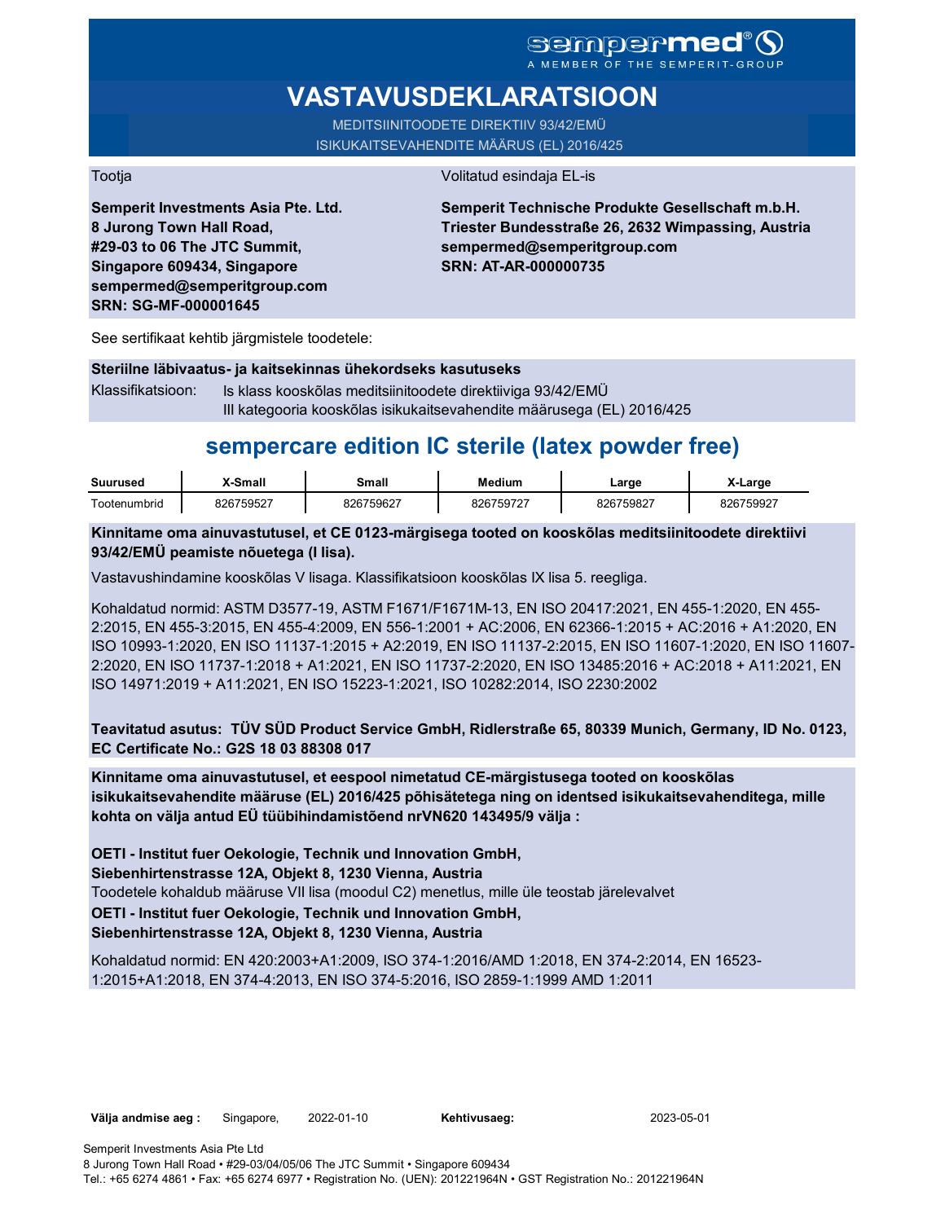sempermed®
A MEMBER OF THE SEMPERIT-GROUP

# VASTAVUSDEKLARATSIOON

MEDITSIINITOODETE DIREKTIIV 93/42/EMÜ
ISIKUKAITSEVAHENDITE MÄÄRUS (EL) 2016/425

Tootja

**Semperit Investments Asia Pte. Ltd.**
**8 Jurong Town Hall Road,**
**#29-03 to 06 The JTC Summit,**
**Singapore 609434, Singapore**
**sempermed@semperitgroup.com**
**SRN: SG-MF-000001645**

Volitatud esindaja EL-is

**Semperit Technische Produkte Gesellschaft m.b.H.**
**Triester Bundesstraße 26, 2632 Wimpassing, Austria**
**sempermed@semperitgroup.com**
**SRN: AT-AR-000000735**

See sertifikaat kehtib järgmistele toodetele:

**Steriilne läbivaatus- ja kaitsekinnas ühekordseks kasutuseks**

Klassifikatsioon: Is klass kooskõlas meditsiinitoodete direktiiviga 93/42/EMÜ
III kategooria kooskõlas isikukaitsevahendite määrusega (EL) 2016/425

## sempercare edition IC sterile (latex powder free)

| Suurused | X-Small | Small | Medium | Large | X-Large |
|---|---|---|---|---|---|
| Tootenumbrid | 826759527 | 826759627 | 826759727 | 826759827 | 826759927 |

**Kinnitame oma ainuvastutusel, et CE 0123-märgisega tooted on kooskõlas meditsiinitoodete direktiivi 93/42/EMÜ peamiste nõuetega (I lisa).**

Vastavushindamine kooskõlas V lisaga. Klassifikatsioon kooskõlas IX lisa 5. reegliga.

Kohaldatud normid: ASTM D3577-19, ASTM F1671/F1671M-13, EN ISO 20417:2021, EN 455-1:2020, EN 455-2:2015, EN 455-3:2015, EN 455-4:2009, EN 556-1:2001 + AC:2006, EN 62366-1:2015 + AC:2016 + A1:2020, EN ISO 10993-1:2020, EN ISO 11137-1:2015 + A2:2019, EN ISO 11137-2:2015, EN ISO 11607-1:2020, EN ISO 11607-2:2020, EN ISO 11737-1:2018 + A1:2021, EN ISO 11737-2:2020, EN ISO 13485:2016 + AC:2018 + A11:2021, EN ISO 14971:2019 + A11:2021, EN ISO 15223-1:2021, ISO 10282:2014, ISO 2230:2002

**Teavitatud asutus: TÜV SÜD Product Service GmbH, Ridlerstraße 65, 80339 Munich, Germany, ID No. 0123, EC Certificate No.: G2S 18 03 88308 017**

**Kinnitame oma ainuvastutusel, et eespool nimetatud CE-märgistusega tooted on kooskõlas isikukaitsevahendite määruse (EL) 2016/425 põhisätetega ning on identsed isikukaitsevahenditega, mille kohta on välja antud EÜ tüübihindamistõend nrVN620 143495/9 välja :**

**OETI - Institut fuer Oekologie, Technik und Innovation GmbH,**
**Siebenhirtenstrasse 12A, Objekt 8, 1230 Vienna, Austria**
Toodetele kohaldub määruse VII lisa (moodul C2) menetlus, mille üle teostab järelevalvet
**OETI - Institut fuer Oekologie, Technik und Innovation GmbH,**
**Siebenhirtenstrasse 12A, Objekt 8, 1230 Vienna, Austria**

Kohaldatud normid: EN 420:2003+A1:2009, ISO 374-1:2016/AMD 1:2018, EN 374-2:2014, EN 16523-1:2015+A1:2018, EN 374-4:2013, EN ISO 374-5:2016, ISO 2859-1:1999 AMD 1:2011

**Välja andmise aeg :** Singapore, 2022-01-10 **Kehtivusaeg:** 2023-05-01

Semperit Investments Asia Pte Ltd
8 Jurong Town Hall Road • #29-03/04/05/06 The JTC Summit • Singapore 609434
Tel.: +65 6274 4861 • Fax: +65 6274 6977 • Registration No. (UEN): 201221964N • GST Registration No.: 201221964N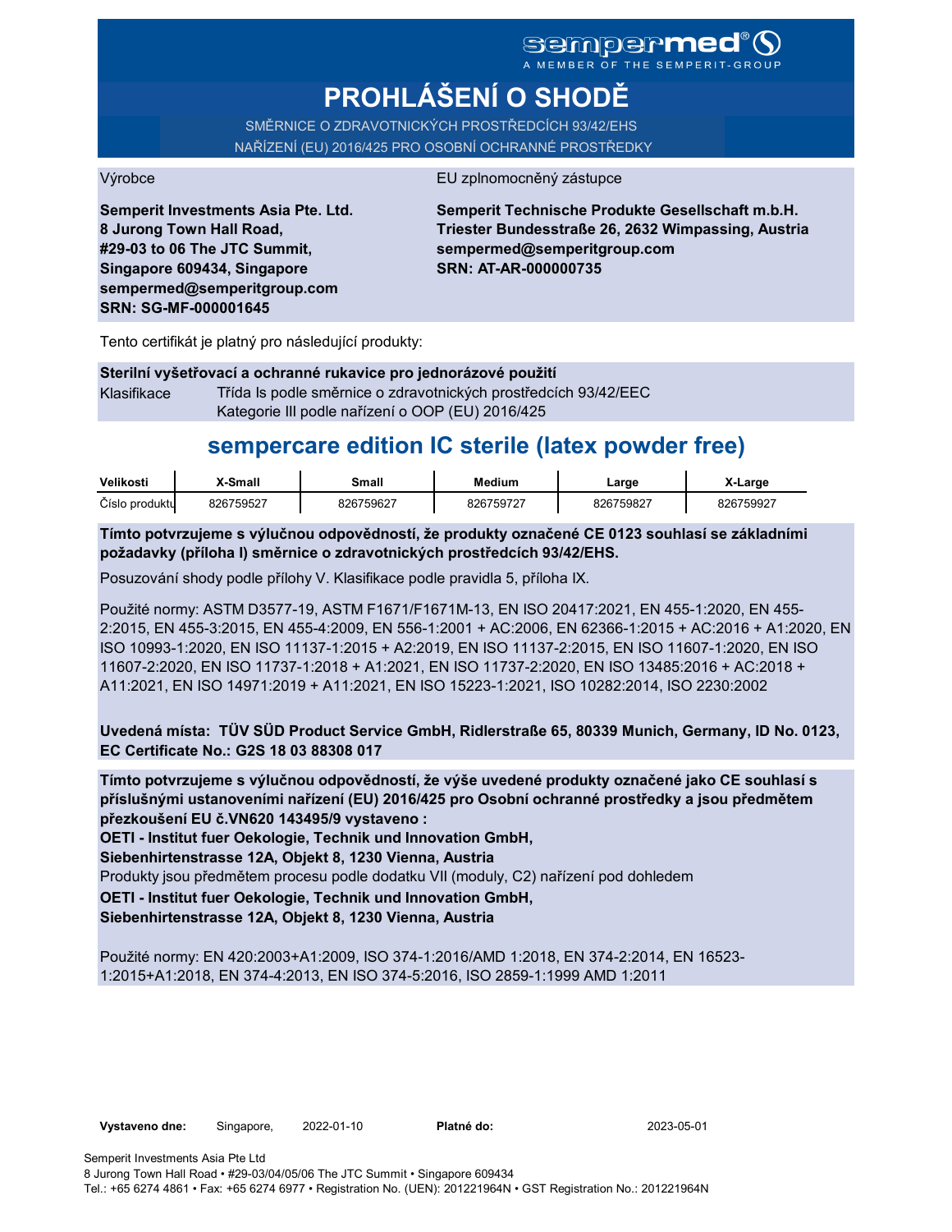sempermed®
A MEMBER OF THE SEMPERIT-GROUP

# PROHLÁŠENÍ O SHODĚ

SMĚRNICE O ZDRAVOTNICKÝCH PROSTŘEDCÍCH 93/42/EHS
NAŘÍZENÍ (EU) 2016/425 PRO OSOBNÍ OCHRANNÉ PROSTŘEDKY

Výrobce

**Semperit Investments Asia Pte. Ltd.**
**8 Jurong Town Hall Road,**
**#29-03 to 06 The JTC Summit,**
**Singapore 609434, Singapore**
**sempermed@semperitgroup.com**
**SRN: SG-MF-000001645**

EU zplnomocněný zástupce

**Semperit Technische Produkte Gesellschaft m.b.H.**
**Triester Bundesstraße 26, 2632 Wimpassing, Austria**
**sempermed@semperitgroup.com**
**SRN: AT-AR-000000735**

Tento certifikát je platný pro následující produkty:

**Sterilní vyšetřovací a ochranné rukavice pro jednorázové použití**

Klasifikace: Třída Is podle směrnice o zdravotnických prostředcích 93/42/EEC
Kategorie III podle nařízení o OOP (EU) 2016/425

## sempercare edition IC sterile (latex powder free)

| Velikosti | X-Small | Small | Medium | Large | X-Large |
|---|---|---|---|---|---|
| Číslo produktu | 826759527 | 826759627 | 826759727 | 826759827 | 826759927 |

**Tímto potvrzujeme s výlučnou odpovědností, že produkty označené CE 0123 souhlasí se základními požadavky (příloha I) směrnice o zdravotnických prostředcích 93/42/EHS.**

Posuzování shody podle přílohy V. Klasifikace podle pravidla 5, příloha IX.

Použité normy: ASTM D3577-19, ASTM F1671/F1671M-13, EN ISO 20417:2021, EN 455-1:2020, EN 455-2:2015, EN 455-3:2015, EN 455-4:2009, EN 556-1:2001 + AC:2006, EN 62366-1:2015 + AC:2016 + A1:2020, EN ISO 10993-1:2020, EN ISO 11137-1:2015 + A2:2019, EN ISO 11137-2:2015, EN ISO 11607-1:2020, EN ISO 11607-2:2020, EN ISO 11737-1:2018 + A1:2021, EN ISO 11737-2:2020, EN ISO 13485:2016 + AC:2018 + A11:2021, EN ISO 14971:2019 + A11:2021, EN ISO 15223-1:2021, ISO 10282:2014, ISO 2230:2002

**Uvedená místa: TÜV SÜD Product Service GmbH, Ridlerstraße 65, 80339 Munich, Germany, ID No. 0123, EC Certificate No.: G2S 18 03 88308 017**

**Tímto potvrzujeme s výlučnou odpovědností, že výše uvedené produkty označené jako CE souhlasí s příslušnými ustanoveními nařízení (EU) 2016/425 pro Osobní ochranné prostředky a jsou předmětem přezkoušení EU č.VN620 143495/9 vystaveno :**
**OETI - Institut fuer Oekologie, Technik und Innovation GmbH,**
**Siebenhirtenstrasse 12A, Objekt 8, 1230 Vienna, Austria**
Produkty jsou předmětem procesu podle dodatku VII (moduly, C2) nařízení pod dohledem
**OETI - Institut fuer Oekologie, Technik und Innovation GmbH,**
**Siebenhirtenstrasse 12A, Objekt 8, 1230 Vienna, Austria**

Použité normy: EN 420:2003+A1:2009, ISO 374-1:2016/AMD 1:2018, EN 374-2:2014, EN 16523-1:2015+A1:2018, EN 374-4:2013, EN ISO 374-5:2016, ISO 2859-1:1999 AMD 1:2011

**Vystaveno dne:** Singapore, 2022-01-10 **Platné do:** 2023-05-01

Semperit Investments Asia Pte Ltd
8 Jurong Town Hall Road • #29-03/04/05/06 The JTC Summit • Singapore 609434
Tel.: +65 6274 4861 • Fax: +65 6274 6977 • Registration No. (UEN): 201221964N • GST Registration No.: 201221964N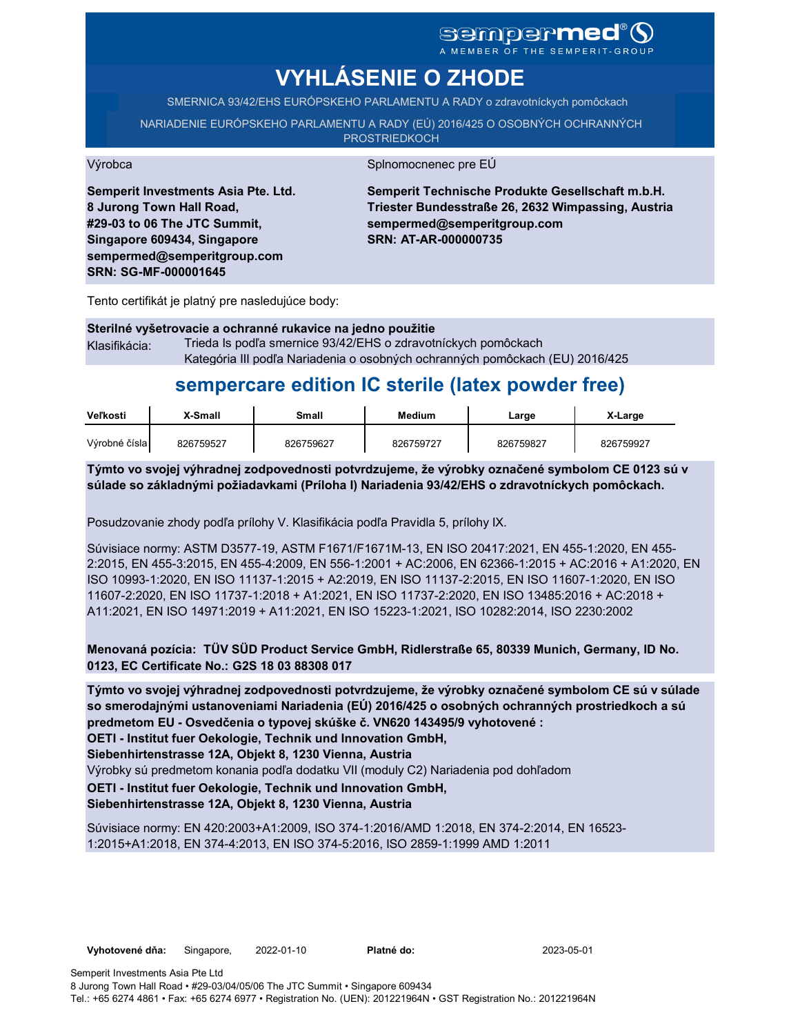sempermed®
A MEMBER OF THE SEMPERIT-GROUP

# VYHLÁSENIE O ZHODE

SMERNICA 93/42/EHS EURÓPSKEHO PARLAMENTU A RADY o zdravotníckych pomôckach

NARIADENIE EURÓPSKEHO PARLAMENTU A RADY (EÚ) 2016/425 O OSOBNÝCH OCHRANNÝCH PROSTRIEDKOCH

Výrobca

**Semperit Investments Asia Pte. Ltd.**
**8 Jurong Town Hall Road,**
**#29-03 to 06 The JTC Summit,**
**Singapore 609434, Singapore**
**sempermed@semperitgroup.com**
**SRN: SG-MF-000001645**

Splnomocnenec pre EÚ

**Semperit Technische Produkte Gesellschaft m.b.H.**
**Triester Bundesstraße 26, 2632 Wimpassing, Austria**
**sempermed@semperitgroup.com**
**SRN: AT-AR-000000735**

Tento certifikát je platný pre nasledujúce body:

**Sterilné vyšetrovacie a ochranné rukavice na jedno použitie**

Klasifikácia: Trieda Is podľa smernice 93/42/EHS o zdravotníckych pomôckach
Kategória III podľa Nariadenia o osobných ochranných pomôckach (EU) 2016/425

## sempercare edition IC sterile (latex powder free)

| Veľkosti | X-Small | Small | Medium | Large | X-Large |
|---|---|---|---|---|---|
| Výrobné čísla | 826759527 | 826759627 | 826759727 | 826759827 | 826759927 |

**Týmto vo svojej výhradnej zodpovednosti potvrdzujeme, že výrobky označené symbolom CE 0123 sú v súlade so základnými požiadavkami (Príloha I) Nariadenia 93/42/EHS o zdravotníckych pomôckach.**

Posudzovanie zhody podľa prílohy V. Klasifikácia podľa Pravidla 5, prílohy IX.

Súvisiace normy: ASTM D3577-19, ASTM F1671/F1671M-13, EN ISO 20417:2021, EN 455-1:2020, EN 455-2:2015, EN 455-3:2015, EN 455-4:2009, EN 556-1:2001 + AC:2006, EN 62366-1:2015 + AC:2016 + A1:2020, EN ISO 10993-1:2020, EN ISO 11137-1:2015 + A2:2019, EN ISO 11137-2:2015, EN ISO 11607-1:2020, EN ISO 11607-2:2020, EN ISO 11737-1:2018 + A1:2021, EN ISO 11737-2:2020, EN ISO 13485:2016 + AC:2018 + A11:2021, EN ISO 14971:2019 + A11:2021, EN ISO 15223-1:2021, ISO 10282:2014, ISO 2230:2002

**Menovaná pozícia: TÜV SÜD Product Service GmbH, Ridlerstraße 65, 80339 Munich, Germany, ID No. 0123, EC Certificate No.: G2S 18 03 88308 017**

**Týmto vo svojej výhradnej zodpovednosti potvrdzujeme, že výrobky označené symbolom CE sú v súlade so smerodajnými ustanoveniami Nariadenia (EÚ) 2016/425 o osobných ochranných prostriedkoch a sú predmetom EU - Osvedčenia o typovej skúške č. VN620 143495/9 vyhotovené :**
**OETI - Institut fuer Oekologie, Technik und Innovation GmbH,**
**Siebenhirtenstrasse 12A, Objekt 8, 1230 Vienna, Austria**
Výrobky sú predmetom konania podľa dodatku VII (moduly C2) Nariadenia pod dohľadom
**OETI - Institut fuer Oekologie, Technik und Innovation GmbH,**
**Siebenhirtenstrasse 12A, Objekt 8, 1230 Vienna, Austria**

Súvisiace normy: EN 420:2003+A1:2009, ISO 374-1:2016/AMD 1:2018, EN 374-2:2014, EN 16523-1:2015+A1:2018, EN 374-4:2013, EN ISO 374-5:2016, ISO 2859-1:1999 AMD 1:2011

**Vyhotovené dňa:** Singapore, 2022-01-10 **Platné do:** 2023-05-01

Semperit Investments Asia Pte Ltd
8 Jurong Town Hall Road • #29-03/04/05/06 The JTC Summit • Singapore 609434
Tel.: +65 6274 4861 • Fax: +65 6274 6977 • Registration No. (UEN): 201221964N • GST Registration No.: 201221964N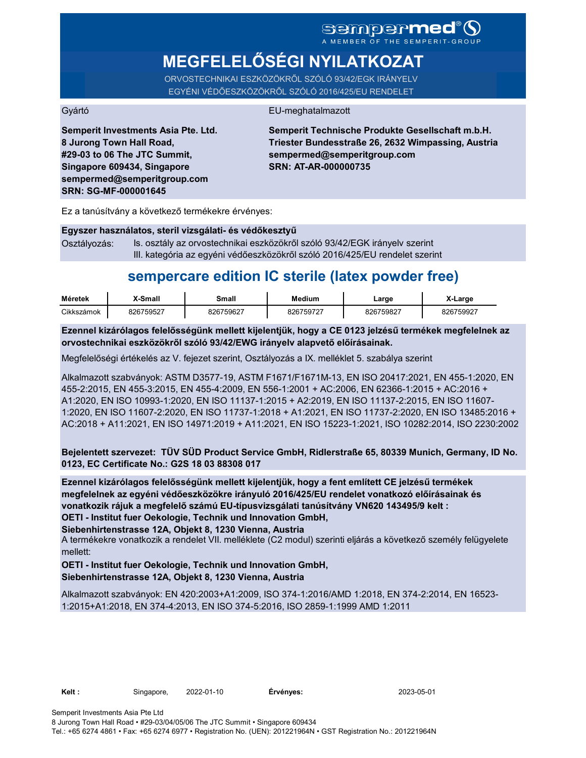sempermed®
A MEMBER OF THE SEMPERIT-GROUP

# MEGFELELŐSÉGI NYILATKOZAT

ORVOSTECHNIKAI ESZKÖZÖKRŐL SZÓLÓ 93/42/EGK IRÁNYELV
EGYÉNI VÉDŐESZKÖZÖKRŐL SZÓLÓ 2016/425/EU RENDELET

Gyártó

**Semperit Investments Asia Pte. Ltd.**
**8 Jurong Town Hall Road,**
**#29-03 to 06 The JTC Summit,**
**Singapore 609434, Singapore**
**sempermed@semperitgroup.com**
**SRN: SG-MF-000001645**

EU-meghatalmazott

**Semperit Technische Produkte Gesellschaft m.b.H.**
**Triester Bundesstraße 26, 2632 Wimpassing, Austria**
**sempermed@semperitgroup.com**
**SRN: AT-AR-000000735**

Ez a tanúsítvány a következő termékekre érvényes:

**Egyszer használatos, steril vizsgálati- és védőkesztyű**

Osztályozás: Is. osztály az orvostechnikai eszközökről szóló 93/42/EGK irányelv szerint
III. kategória az egyéni védőeszközökről szóló 2016/425/EU rendelet szerint

## sempercare edition IC sterile (latex powder free)

| Méretek | X-Small | Small | Medium | Large | X-Large |
|---|---|---|---|---|---|
| Cikkszámok | 826759527 | 826759627 | 826759727 | 826759827 | 826759927 |

**Ezennel kizárólagos felelősségünk mellett kijelentjük, hogy a CE 0123 jelzésű termékek megfelelnek az orvostechnikai eszközökről szóló 93/42/EWG irányelv alapvető előírásainak.**

Megfelelőségi értékelés az V. fejezet szerint, Osztályozás a IX. melléklet 5. szabálya szerint

Alkalmazott szabványok: ASTM D3577-19, ASTM F1671/F1671M-13, EN ISO 20417:2021, EN 455-1:2020, EN 455-2:2015, EN 455-3:2015, EN 455-4:2009, EN 556-1:2001 + AC:2006, EN 62366-1:2015 + AC:2016 + A1:2020, EN ISO 10993-1:2020, EN ISO 11137-1:2015 + A2:2019, EN ISO 11137-2:2015, EN ISO 11607-1:2020, EN ISO 11607-2:2020, EN ISO 11737-1:2018 + A1:2021, EN ISO 11737-2:2020, EN ISO 13485:2016 + AC:2018 + A11:2021, EN ISO 14971:2019 + A11:2021, EN ISO 15223-1:2021, ISO 10282:2014, ISO 2230:2002

**Bejelentett szervezet: TÜV SÜD Product Service GmbH, Ridlerstraße 65, 80339 Munich, Germany, ID No. 0123, EC Certificate No.: G2S 18 03 88308 017**

**Ezennel kizárólagos felelősségünk mellett kijelentjük, hogy a fent említett CE jelzésű termékek megfelelnek az egyéni védőeszközökre irányuló 2016/425/EU rendelet vonatkozó előírásainak és vonatkozik rájuk a megfelelő számú EU-típusvizsgálati tanúsítvány VN620 143495/9 kelt :**
**OETI - Institut fuer Oekologie, Technik und Innovation GmbH,**
**Siebenhirtenstrasse 12A, Objekt 8, 1230 Vienna, Austria**

A termékekre vonatkozik a rendelet VII. melléklete (C2 modul) szerinti eljárás a következő személy felügyelete mellett:

**OETI - Institut fuer Oekologie, Technik und Innovation GmbH,**
**Siebenhirtenstrasse 12A, Objekt 8, 1230 Vienna, Austria**

Alkalmazott szabványok: EN 420:2003+A1:2009, ISO 374-1:2016/AMD 1:2018, EN 374-2:2014, EN 16523-1:2015+A1:2018, EN 374-4:2013, EN ISO 374-5:2016, ISO 2859-1:1999 AMD 1:2011

**Kelt :** Singapore, 2022-01-10 **Érvényes:** 2023-05-01

Semperit Investments Asia Pte Ltd
8 Jurong Town Hall Road • #29-03/04/05/06 The JTC Summit • Singapore 609434
Tel.: +65 6274 4861 • Fax: +65 6274 6977 • Registration No. (UEN): 201221964N • GST Registration No.: 201221964N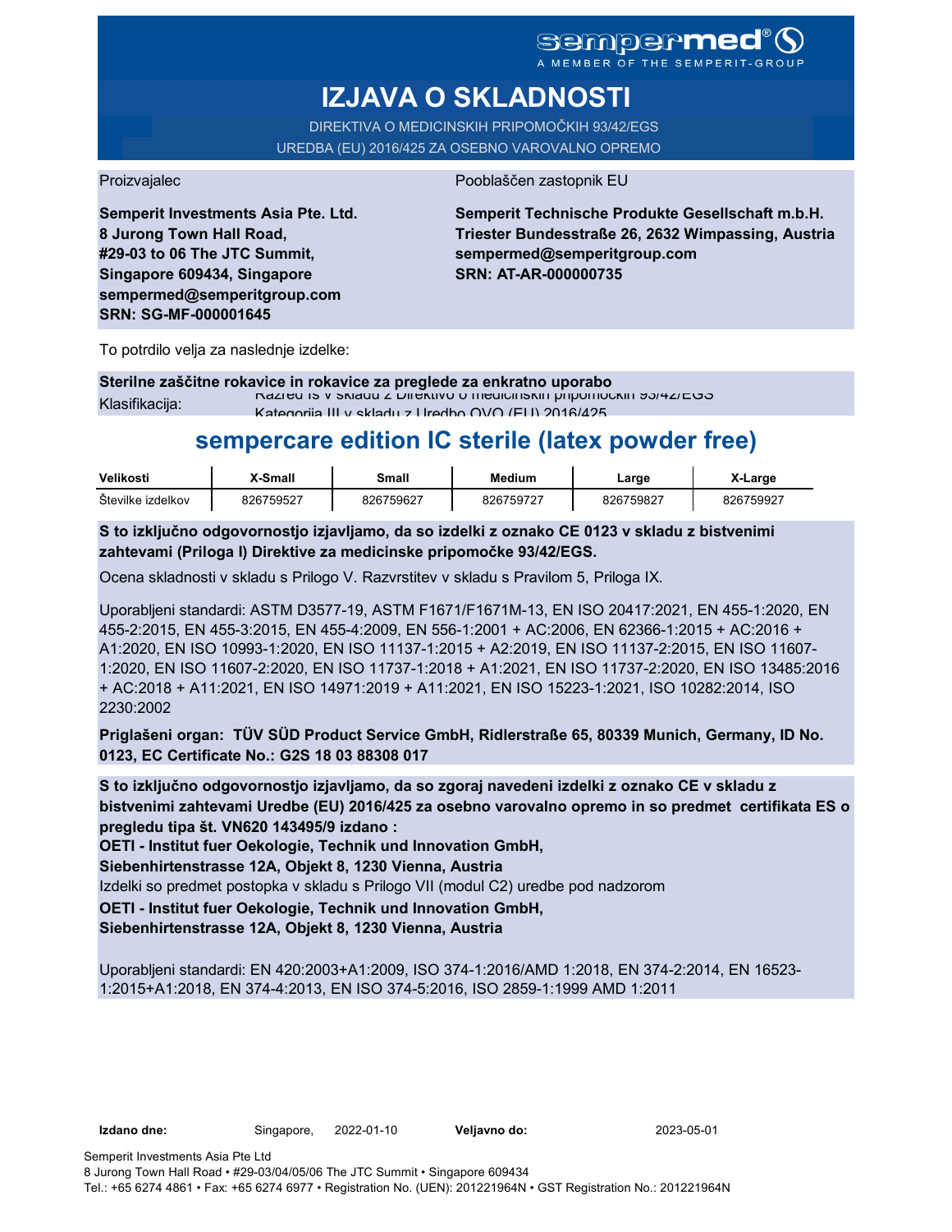sempermed®
A MEMBER OF THE SEMPERIT-GROUP

# IZJAVA O SKLADNOSTI

DIREKTIVA O MEDICINSKIH PRIPOMOČKIH 93/42/EGS
UREDBA (EU) 2016/425 ZA OSEBNO VAROVALNO OPREMO

Proizvajalec

**Semperit Investments Asia Pte. Ltd.
8 Jurong Town Hall Road,
#29-03 to 06 The JTC Summit,
Singapore 609434, Singapore
sempermed@semperitgroup.com
SRN: SG-MF-000001645**

Pooblaščen zastopnik EU

**Semperit Technische Produkte Gesellschaft m.b.H.
Triester Bundesstraße 26, 2632 Wimpassing, Austria
sempermed@semperitgroup.com
SRN: AT-AR-000000735**

To potrdilo velja za naslednje izdelke:

**Sterilne zaščitne rokavice in rokavice za preglede za enkratno uporabo**

Klasifikacija: Razred Is v skladu z Direktivo o medicinskih pripomočkih 93/42/EGS
Kategorija III v skladu z Uredbo OVO (EU) 2016/425

## sempercare edition IC sterile (latex powder free)

| Velikosti | X-Small | Small | Medium | Large | X-Large |
|---|---|---|---|---|---|
| Številke izdelkov | 826759527 | 826759627 | 826759727 | 826759827 | 826759927 |

**S to izključno odgovornostjo izjavljamo, da so izdelki z oznako CE 0123 v skladu z bistvenimi zahtevami (Priloga I) Direktive za medicinske pripomočke 93/42/EGS.**

Ocena skladnosti v skladu s Prilogo V. Razvrstitev v skladu s Pravilom 5, Priloga IX.

Uporabljeni standardi: ASTM D3577-19, ASTM F1671/F1671M-13, EN ISO 20417:2021, EN 455-1:2020, EN 455-2:2015, EN 455-3:2015, EN 455-4:2009, EN 556-1:2001 + AC:2006, EN 62366-1:2015 + AC:2016 + A1:2020, EN ISO 10993-1:2020, EN ISO 11137-1:2015 + A2:2019, EN ISO 11137-2:2015, EN ISO 11607-1:2020, EN ISO 11607-2:2020, EN ISO 11737-1:2018 + A1:2021, EN ISO 11737-2:2020, EN ISO 13485:2016 + AC:2018 + A11:2021, EN ISO 14971:2019 + A11:2021, EN ISO 15223-1:2021, ISO 10282:2014, ISO 2230:2002

**Priglašeni organ: TÜV SÜD Product Service GmbH, Ridlerstraße 65, 80339 Munich, Germany, ID No. 0123, EC Certificate No.: G2S 18 03 88308 017**

**S to izključno odgovornostjo izjavljamo, da so zgoraj navedeni izdelki z oznako CE v skladu z bistvenimi zahtevami Uredbe (EU) 2016/425 za osebno varovalno opremo in so predmet certifikata ES o pregledu tipa št. VN620 143495/9 izdano :**
**OETI - Institut fuer Oekologie, Technik und Innovation GmbH,**
**Siebenhirtenstrasse 12A, Objekt 8, 1230 Vienna, Austria**
Izdelki so predmet postopka v skladu s Prilogo VII (modul C2) uredbe pod nadzorom
**OETI - Institut fuer Oekologie, Technik und Innovation GmbH,**
**Siebenhirtenstrasse 12A, Objekt 8, 1230 Vienna, Austria**

Uporabljeni standardi: EN 420:2003+A1:2009, ISO 374-1:2016/AMD 1:2018, EN 374-2:2014, EN 16523-1:2015+A1:2018, EN 374-4:2013, EN ISO 374-5:2016, ISO 2859-1:1999 AMD 1:2011

**Izdano dne:** Singapore, 2022-01-10 **Veljavno do:** 2023-05-01

Semperit Investments Asia Pte Ltd
8 Jurong Town Hall Road • #29-03/04/05/06 The JTC Summit • Singapore 609434
Tel.: +65 6274 4861 • Fax: +65 6274 6977 • Registration No. (UEN): 201221964N • GST Registration No.: 201221964N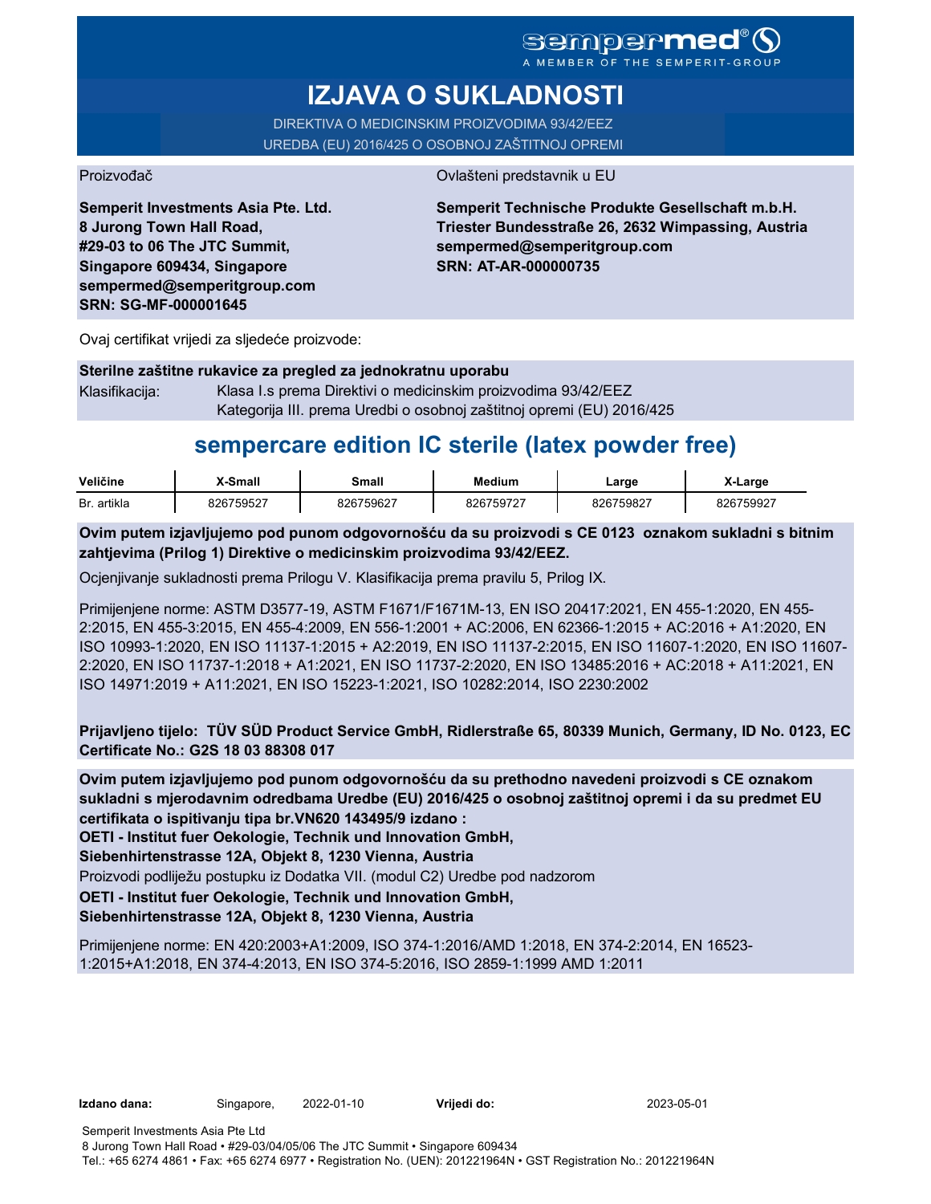sempermed®
A MEMBER OF THE SEMPERIT-GROUP

# IZJAVA O SUKLADNOSTI

DIREKTIVA O MEDICINSKIM PROIZVODIMA 93/42/EEZ
UREDBA (EU) 2016/425 O OSOBNOJ ZAŠTITNOJ OPREMI

Proizvođač

**Semperit Investments Asia Pte. Ltd.**
**8 Jurong Town Hall Road,**
**#29-03 to 06 The JTC Summit,**
**Singapore 609434, Singapore**
**sempermed@semperitgroup.com**
**SRN: SG-MF-000001645**

Ovlašteni predstavnik u EU

**Semperit Technische Produkte Gesellschaft m.b.H.**
**Triester Bundesstraße 26, 2632 Wimpassing, Austria**
**sempermed@semperitgroup.com**
**SRN: AT-AR-000000735**

Ovaj certifikat vrijedi za sljedeće proizvode:

**Sterilne zaštitne rukavice za pregled za jednokratnu uporabu**

Klasifikacija: Klasa I.s prema Direktivi o medicinskim proizvodima 93/42/EEZ
Kategorija III. prema Uredbi o osobnoj zaštitnoj opremi (EU) 2016/425

## sempercare edition IC sterile (latex powder free)

| Veličine | X-Small | Small | Medium | Large | X-Large |
|---|---|---|---|---|---|
| Br. artikla | 826759527 | 826759627 | 826759727 | 826759827 | 826759927 |

**Ovim putem izjavljujemo pod punom odgovornošću da su proizvodi s CE 0123 oznakom sukladni s bitnim zahtjevima (Prilog 1) Direktive o medicinskim proizvodima 93/42/EEZ.**

Ocjenjivanje sukladnosti prema Prilogu V. Klasifikacija prema pravilu 5, Prilog IX.

Primijenjene norme: ASTM D3577-19, ASTM F1671/F1671M-13, EN ISO 20417:2021, EN 455-1:2020, EN 455-2:2015, EN 455-3:2015, EN 455-4:2009, EN 556-1:2001 + AC:2006, EN 62366-1:2015 + AC:2016 + A1:2020, EN ISO 10993-1:2020, EN ISO 11137-1:2015 + A2:2019, EN ISO 11137-2:2015, EN ISO 11607-1:2020, EN ISO 11607-2:2020, EN ISO 11737-1:2018 + A1:2021, EN ISO 11737-2:2020, EN ISO 13485:2016 + AC:2018 + A11:2021, EN ISO 14971:2019 + A11:2021, EN ISO 15223-1:2021, ISO 10282:2014, ISO 2230:2002

**Prijavljeno tijelo: TÜV SÜD Product Service GmbH, Ridlerstraße 65, 80339 Munich, Germany, ID No. 0123, EC Certificate No.: G2S 18 03 88308 017**

**Ovim putem izjavljujemo pod punom odgovornošću da su prethodno navedeni proizvodi s CE oznakom sukladni s mjerodavnim odredbama Uredbe (EU) 2016/425 o osobnoj zaštitnoj opremi i da su predmet EU certifikata o ispitivanju tipa br.VN620 143495/9 izdano :**
**OETI - Institut fuer Oekologie, Technik und Innovation GmbH,**
**Siebenhirtenstrasse 12A, Objekt 8, 1230 Vienna, Austria**

Proizvodi podliježu postupku iz Dodatka VII. (modul C2) Uredbe pod nadzorom

**OETI - Institut fuer Oekologie, Technik und Innovation GmbH,**
**Siebenhirtenstrasse 12A, Objekt 8, 1230 Vienna, Austria**

Primijenjene norme: EN 420:2003+A1:2009, ISO 374-1:2016/AMD 1:2018, EN 374-2:2014, EN 16523-1:2015+A1:2018, EN 374-4:2013, EN ISO 374-5:2016, ISO 2859-1:1999 AMD 1:2011

**Izdano dana:** Singapore, 2022-01-10 **Vrijedi do:** 2023-05-01

Semperit Investments Asia Pte Ltd
8 Jurong Town Hall Road • #29-03/04/05/06 The JTC Summit • Singapore 609434
Tel.: +65 6274 4861 • Fax: +65 6274 6977 • Registration No. (UEN): 201221964N • GST Registration No.: 201221964N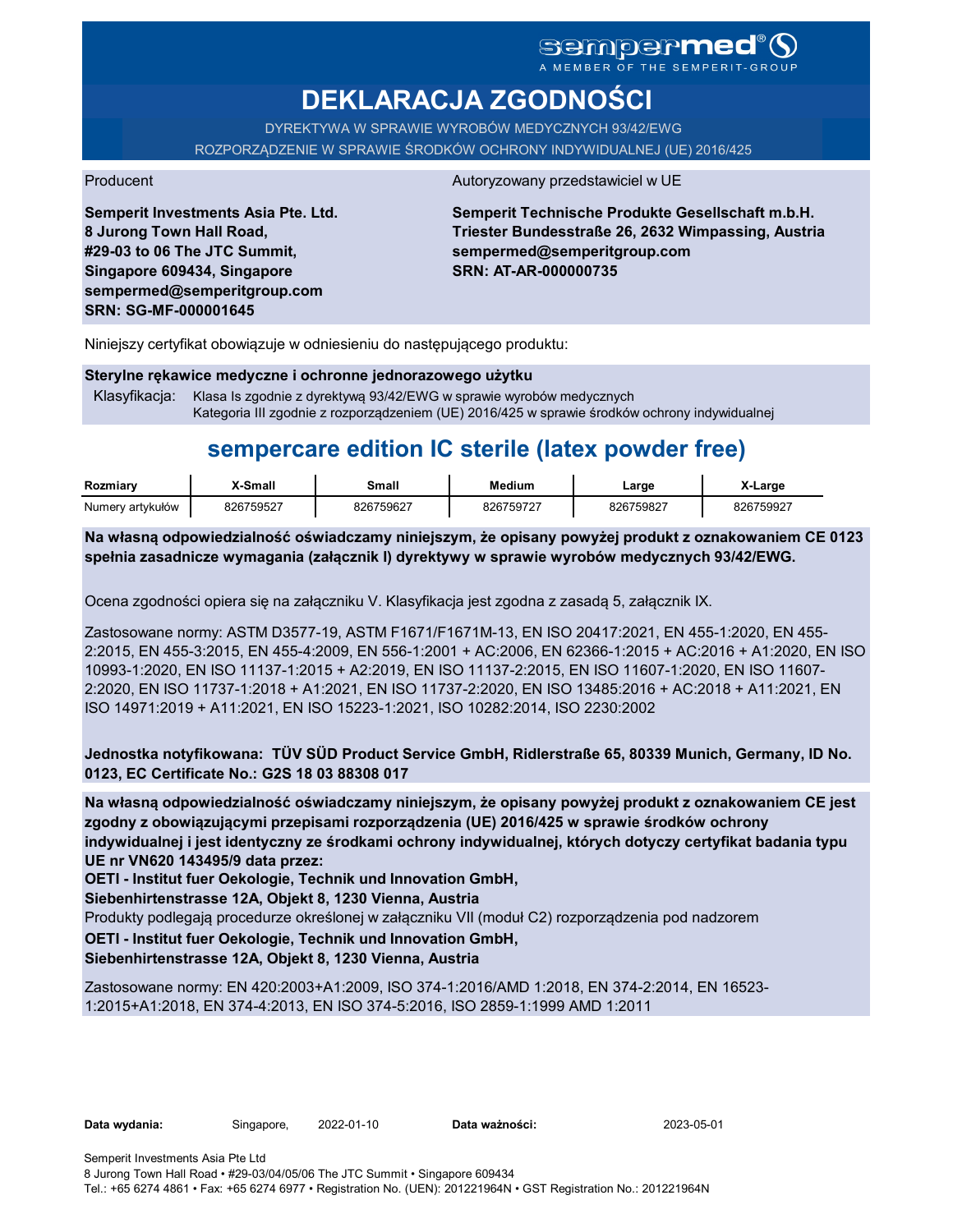sempermed®
A MEMBER OF THE SEMPERIT-GROUP

# DEKLARACJA ZGODNOŚCI

DYREKTYWA W SPRAWIE WYROBÓW MEDYCZNYCH 93/42/EWG

ROZPORZĄDZENIE W SPRAWIE ŚRODKÓW OCHRONY INDYWIDUALNEJ (UE) 2016/425

Producent

**Semperit Investments Asia Pte. Ltd.**
**8 Jurong Town Hall Road,**
**#29-03 to 06 The JTC Summit,**
**Singapore 609434, Singapore**
**sempermed@semperitgroup.com**
**SRN: SG-MF-000001645**

Autoryzowany przedstawiciel w UE

**Semperit Technische Produkte Gesellschaft m.b.H.**
**Triester Bundesstraße 26, 2632 Wimpassing, Austria**
**sempermed@semperitgroup.com**
**SRN: AT-AR-000000735**

Niniejszy certyfikat obowiązuje w odniesieniu do następującego produktu:

**Sterylne rękawice medyczne i ochronne jednorazowego użytku**

Klasyfikacja: Klasa Is zgodnie z dyrektywą 93/42/EWG w sprawie wyrobów medycznych
Kategoria III zgodnie z rozporządzeniem (UE) 2016/425 w sprawie środków ochrony indywidualnej

## sempercare edition IC sterile (latex powder free)

| Rozmiary | X-Small | Small | Medium | Large | X-Large |
|---|---|---|---|---|---|
| Numery artykułów | 826759527 | 826759627 | 826759727 | 826759827 | 826759927 |

**Na własną odpowiedzialność oświadczamy niniejszym, że opisany powyżej produkt z oznakowaniem CE 0123 spełnia zasadnicze wymagania (załącznik I) dyrektywy w sprawie wyrobów medycznych 93/42/EWG.**

Ocena zgodności opiera się na załączniku V. Klasyfikacja jest zgodna z zasadą 5, załącznik IX.

Zastosowane normy: ASTM D3577-19, ASTM F1671/F1671M-13, EN ISO 20417:2021, EN 455-1:2020, EN 455-2:2015, EN 455-3:2015, EN 455-4:2009, EN 556-1:2001 + AC:2006, EN 62366-1:2015 + AC:2016 + A1:2020, EN ISO 10993-1:2020, EN ISO 11137-1:2015 + A2:2019, EN ISO 11137-2:2015, EN ISO 11607-1:2020, EN ISO 11607-2:2020, EN ISO 11737-1:2018 + A1:2021, EN ISO 11737-2:2020, EN ISO 13485:2016 + AC:2018 + A11:2021, EN ISO 14971:2019 + A11:2021, EN ISO 15223-1:2021, ISO 10282:2014, ISO 2230:2002

**Jednostka notyfikowana: TÜV SÜD Product Service GmbH, Ridlerstraße 65, 80339 Munich, Germany, ID No. 0123, EC Certificate No.: G2S 18 03 88308 017**

**Na własną odpowiedzialność oświadczamy niniejszym, że opisany powyżej produkt z oznakowaniem CE jest zgodny z obowiązującymi przepisami rozporządzenia (UE) 2016/425 w sprawie środków ochrony indywidualnej i jest identyczny ze środkami ochrony indywidualnej, których dotyczy certyfikat badania typu UE nr VN620 143495/9 data przez:**
**OETI - Institut fuer Oekologie, Technik und Innovation GmbH,**
**Siebenhirtenstrasse 12A, Objekt 8, 1230 Vienna, Austria**
Produkty podlegają procedurze określonej w załączniku VII (moduł C2) rozporządzenia pod nadzorem
**OETI - Institut fuer Oekologie, Technik und Innovation GmbH,**
**Siebenhirtenstrasse 12A, Objekt 8, 1230 Vienna, Austria**

Zastosowane normy: EN 420:2003+A1:2009, ISO 374-1:2016/AMD 1:2018, EN 374-2:2014, EN 16523-1:2015+A1:2018, EN 374-4:2013, EN ISO 374-5:2016, ISO 2859-1:1999 AMD 1:2011

**Data wydania:** Singapore, 2022-01-10 **Data ważności:** 2023-05-01

Semperit Investments Asia Pte Ltd
8 Jurong Town Hall Road • #29-03/04/05/06 The JTC Summit • Singapore 609434
Tel.: +65 6274 4861 • Fax: +65 6274 6977 • Registration No. (UEN): 201221964N • GST Registration No.: 201221964N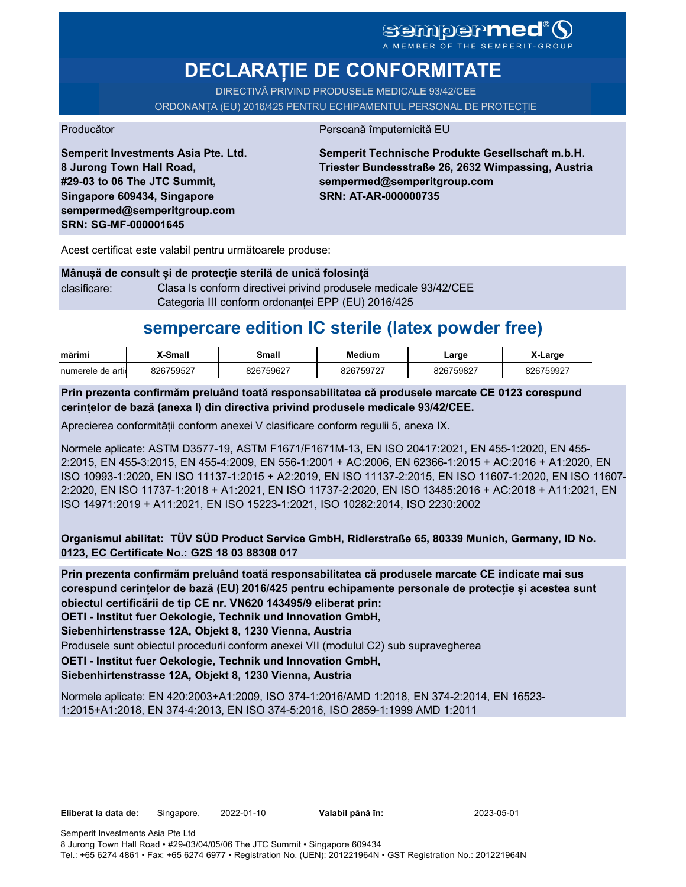sempermed®
A MEMBER OF THE SEMPERIT-GROUP

# DECLARAȚIE DE CONFORMITATE

DIRECTIVĂ PRIVIND PRODUSELE MEDICALE 93/42/CEE

ORDONANȚA (EU) 2016/425 PENTRU ECHIPAMENTUL PERSONAL DE PROTECȚIE

Producător

**Semperit Investments Asia Pte. Ltd.**
**8 Jurong Town Hall Road,**
**#29-03 to 06 The JTC Summit,**
**Singapore 609434, Singapore**
**sempermed@semperitgroup.com**
**SRN: SG-MF-000001645**

Persoană împuternicită EU

**Semperit Technische Produkte Gesellschaft m.b.H.**
**Triester Bundesstraße 26, 2632 Wimpassing, Austria**
**sempermed@semperitgroup.com**
**SRN: AT-AR-000000735**

Acest certificat este valabil pentru următoarele produse:

**Mânușă de consult și de protecție sterilă de unică folosință**

clasificare: Clasa Is conform directivei privind produsele medicale 93/42/CEE
Categoria III conform ordonanței EPP (EU) 2016/425

## sempercare edition IC sterile (latex powder free)

| mărimi | X-Small | Small | Medium | Large | X-Large |
|---|---|---|---|---|---|
| numerele de arti | 826759527 | 826759627 | 826759727 | 826759827 | 826759927 |

**Prin prezenta confirmăm preluând toată responsabilitatea că produsele marcate CE 0123 corespund cerințelor de bază (anexa I) din directiva privind produsele medicale 93/42/CEE.**

Aprecierea conformității conform anexei V clasificare conform regulii 5, anexa IX.

Normele aplicate: ASTM D3577-19, ASTM F1671/F1671M-13, EN ISO 20417:2021, EN 455-1:2020, EN 455-2:2015, EN 455-3:2015, EN 455-4:2009, EN 556-1:2001 + AC:2006, EN 62366-1:2015 + AC:2016 + A1:2020, EN ISO 10993-1:2020, EN ISO 11137-1:2015 + A2:2019, EN ISO 11137-2:2015, EN ISO 11607-1:2020, EN ISO 11607-2:2020, EN ISO 11737-1:2018 + A1:2021, EN ISO 11737-2:2020, EN ISO 13485:2016 + AC:2018 + A11:2021, EN ISO 14971:2019 + A11:2021, EN ISO 15223-1:2021, ISO 10282:2014, ISO 2230:2002

**Organismul abilitat: TÜV SÜD Product Service GmbH, Ridlerstraße 65, 80339 Munich, Germany, ID No. 0123, EC Certificate No.: G2S 18 03 88308 017**

**Prin prezenta confirmăm preluând toată responsabilitatea că produsele marcate CE indicate mai sus corespund cerințelor de bază (EU) 2016/425 pentru echipamente personale de protecție și acestea sunt obiectul certificării de tip CE nr. VN620 143495/9 eliberat prin:**
**OETI - Institut fuer Oekologie, Technik und Innovation GmbH,**
**Siebenhirtenstrasse 12A, Objekt 8, 1230 Vienna, Austria**

Produsele sunt obiectul procedurii conform anexei VII (modulul C2) sub supravegherea

**OETI - Institut fuer Oekologie, Technik und Innovation GmbH,**
**Siebenhirtenstrasse 12A, Objekt 8, 1230 Vienna, Austria**

Normele aplicate: EN 420:2003+A1:2009, ISO 374-1:2016/AMD 1:2018, EN 374-2:2014, EN 16523-1:2015+A1:2018, EN 374-4:2013, EN ISO 374-5:2016, ISO 2859-1:1999 AMD 1:2011

**Eliberat la data de:** Singapore, 2022-01-10 **Valabil până în:** 2023-05-01

Semperit Investments Asia Pte Ltd
8 Jurong Town Hall Road • #29-03/04/05/06 The JTC Summit • Singapore 609434
Tel.: +65 6274 4861 • Fax: +65 6274 6977 • Registration No. (UEN): 201221964N • GST Registration No.: 201221964N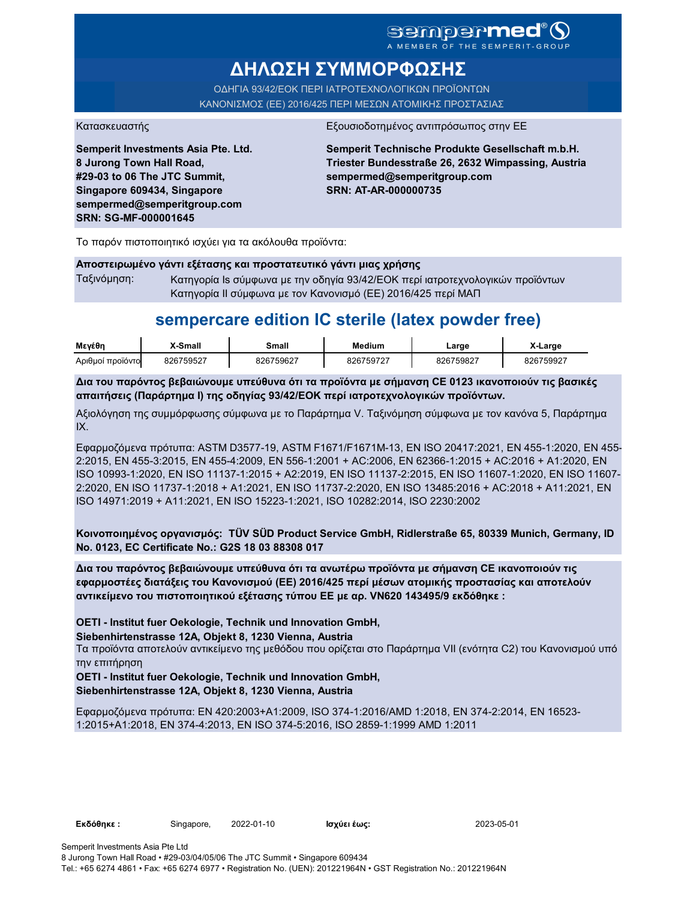sempermed®
A MEMBER OF THE SEMPERIT-GROUP

# ΔΗΛΩΣΗ ΣΥΜΜΟΡΦΩΣΗΣ

ΟΔΗΓΙΑ 93/42/ΕΟΚ ΠΕΡΙ ΙΑΤΡΟΤΕΧΝΟΛΟΓΙΚΩΝ ΠΡΟΪΟΝΤΩΝ
ΚΑΝΟΝΙΣΜΟΣ (ΕΕ) 2016/425 ΠΕΡΙ ΜΕΣΩΝ ΑΤΟΜΙΚΗΣ ΠΡΟΣΤΑΣΙΑΣ

Κατασκευαστής

**Semperit Investments Asia Pte. Ltd.**
**8 Jurong Town Hall Road,**
**#29-03 to 06 The JTC Summit,**
**Singapore 609434, Singapore**
**sempermed@semperitgroup.com**
**SRN: SG-MF-000001645**

Εξουσιοδοτημένος αντιπρόσωπος στην ΕΕ

**Semperit Technische Produkte Gesellschaft m.b.H.**
**Triester Bundesstraße 26, 2632 Wimpassing, Austria**
**sempermed@semperitgroup.com**
**SRN: AT-AR-000000735**

Το παρόν πιστοποιητικό ισχύει για τα ακόλουθα προϊόντα:

**Αποστειρωμένο γάντι εξέτασης και προστατευτικό γάντι μιας χρήσης**

Ταξινόμηση: Κατηγορία Is σύμφωνα με την οδηγία 93/42/ΕΟΚ περί ιατροτεχνολογικών προϊόντων
Κατηγορία II σύμφωνα με τον Κανονισμό (ΕΕ) 2016/425 περί ΜΑΠ

## sempercare edition IC sterile (latex powder free)

| Μεγέθη | X-Small | Small | Medium | Large | X-Large |
|---|---|---|---|---|---|
| Αριθμοί προϊόντο | 826759527 | 826759627 | 826759727 | 826759827 | 826759927 |

**Δια του παρόντος βεβαιώνουμε υπεύθυνα ότι τα προϊόντα με σήμανση CE 0123 ικανοποιούν τις βασικές απαιτήσεις (Παράρτημα I) της οδηγίας 93/42/ΕΟΚ περί ιατροτεχνολογικών προϊόντων.**

Αξιολόγηση της συμμόρφωσης σύμφωνα με το Παράρτημα V. Ταξινόμηση σύμφωνα με τον κανόνα 5, Παράρτημα IX.

Εφαρμοζόμενα πρότυπα: ASTM D3577-19, ASTM F1671/F1671M-13, EN ISO 20417:2021, EN 455-1:2020, EN 455-2:2015, EN 455-3:2015, EN 455-4:2009, EN 556-1:2001 + AC:2006, EN 62366-1:2015 + AC:2016 + A1:2020, EN ISO 10993-1:2020, EN ISO 11137-1:2015 + A2:2019, EN ISO 11137-2:2015, EN ISO 11607-1:2020, EN ISO 11607-2:2020, EN ISO 11737-1:2018 + A1:2021, EN ISO 11737-2:2020, EN ISO 13485:2016 + AC:2018 + A11:2021, EN ISO 14971:2019 + A11:2021, EN ISO 15223-1:2021, ISO 10282:2014, ISO 2230:2002

**Κοινοποιημένος οργανισμός: TÜV SÜD Product Service GmbH, Ridlerstraße 65, 80339 Munich, Germany, ID No. 0123, EC Certificate No.: G2S 18 03 88308 017**

**Δια του παρόντος βεβαιώνουμε υπεύθυνα ότι τα ανωτέρω προϊόντα με σήμανση CE ικανοποιούν τις εφαρμοστέες διατάξεις του Κανονισμού (ΕΕ) 2016/425 περί μέσων ατομικής προστασίας και αποτελούν αντικείμενο του πιστοποιητικού εξέτασης τύπου ΕΕ με αρ. VN620 143495/9 εκδόθηκε :**

**OETI - Institut fuer Oekologie, Technik und Innovation GmbH,**
**Siebenhirtenstrasse 12A, Objekt 8, 1230 Vienna, Austria**
Τα προϊόντα αποτελούν αντικείμενο της μεθόδου που ορίζεται στο Παράρτημα VII (ενότητα C2) του Κανονισμού υπό την επιτήρηση
**OETI - Institut fuer Oekologie, Technik und Innovation GmbH,**
**Siebenhirtenstrasse 12A, Objekt 8, 1230 Vienna, Austria**

Εφαρμοζόμενα πρότυπα: EN 420:2003+A1:2009, ISO 374-1:2016/AMD 1:2018, EN 374-2:2014, EN 16523-1:2015+A1:2018, EN 374-4:2013, EN ISO 374-5:2016, ISO 2859-1:1999 AMD 1:2011

**Εκδόθηκε :** Singapore, 2022-01-10 **Ισχύει έως:** 2023-05-01

Semperit Investments Asia Pte Ltd
8 Jurong Town Hall Road • #29-03/04/05/06 The JTC Summit • Singapore 609434
Tel.: +65 6274 4861 • Fax: +65 6274 6977 • Registration No. (UEN): 201221964N • GST Registration No.: 201221964N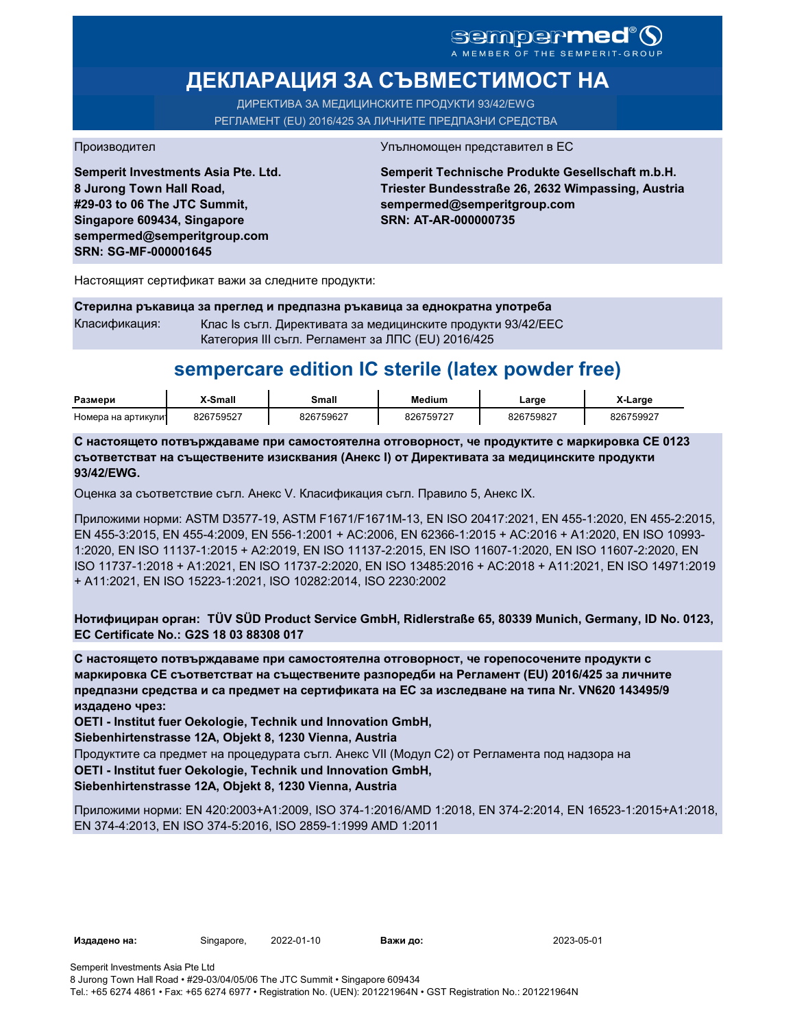sempermed®
A MEMBER OF THE SEMPERIT-GROUP

# ДЕКЛАРАЦИЯ ЗА СЪВМЕСТИМОСТ НА

ДИРЕКТИВА ЗА МЕДИЦИНСКИТЕ ПРОДУКТИ 93/42/EWG
РЕГЛАМЕНТ (EU) 2016/425 ЗА ЛИЧНИТЕ ПРЕДПАЗНИ СРЕДСТВА

Производител

**Semperit Investments Asia Pte. Ltd.**
**8 Jurong Town Hall Road,**
**#29-03 to 06 The JTC Summit,**
**Singapore 609434, Singapore**
**sempermed@semperitgroup.com**
**SRN: SG-MF-000001645**

Упълномощен представител в ЕС

**Semperit Technische Produkte Gesellschaft m.b.H.**
**Triester Bundesstraße 26, 2632 Wimpassing, Austria**
**sempermed@semperitgroup.com**
**SRN: AT-AR-000000735**

Настоящият сертификат важи за следните продукти:

**Стерилна ръкавица за преглед и предпазна ръкавица за еднократна употреба**

Класификация: Клас Is съгл. Директивата за медицинските продукти 93/42/EEC
Категория III съгл. Регламент за ЛПС (EU) 2016/425

## sempercare edition IC sterile (latex powder free)

| Размери | X-Small | Small | Medium | Large | X-Large |
|---|---|---|---|---|---|
| Номера на артикули | 826759527 | 826759627 | 826759727 | 826759827 | 826759927 |

**С настоящето потвърждаваме при самостоятелна отговорност, че продуктите с маркировка CE 0123 съответстват на съществените изисквания (Анекс I) от Директивата за медицинските продукти 93/42/EWG.**

Оценка за съответствие съгл. Анекс V. Класификация съгл. Правило 5, Анекс IX.

Приложими норми: ASTM D3577-19, ASTM F1671/F1671M-13, EN ISO 20417:2021, EN 455-1:2020, EN 455-2:2015, EN 455-3:2015, EN 455-4:2009, EN 556-1:2001 + AC:2006, EN 62366-1:2015 + AC:2016 + A1:2020, EN ISO 10993-1:2020, EN ISO 11137-1:2015 + A2:2019, EN ISO 11137-2:2015, EN ISO 11607-1:2020, EN ISO 11607-2:2020, EN ISO 11737-1:2018 + A1:2021, EN ISO 11737-2:2020, EN ISO 13485:2016 + AC:2018 + A11:2021, EN ISO 14971:2019 + A11:2021, EN ISO 15223-1:2021, ISO 10282:2014, ISO 2230:2002

**Нотифициран орган: TÜV SÜD Product Service GmbH, Ridlerstraße 65, 80339 Munich, Germany, ID No. 0123, EC Certificate No.: G2S 18 03 88308 017**

**С настоящето потвърждаваме при самостоятелна отговорност, че горепосочените продукти с маркировка CE съответстват на съществените разпоредби на Регламент (EU) 2016/425 за личните предпазни средства и са предмет на сертификата на ЕС за изследване на типа Nr. VN620 143495/9 издадено чрез:**
**OETI - Institut fuer Oekologie, Technik und Innovation GmbH,**
**Siebenhirtenstrasse 12A, Objekt 8, 1230 Vienna, Austria**
Продуктите са предмет на процедурата съгл. Анекс VII (Модул C2) от Регламента под надзора на
**OETI - Institut fuer Oekologie, Technik und Innovation GmbH,**
**Siebenhirtenstrasse 12A, Objekt 8, 1230 Vienna, Austria**

Приложими норми: EN 420:2003+A1:2009, ISO 374-1:2016/AMD 1:2018, EN 374-2:2014, EN 16523-1:2015+A1:2018, EN 374-4:2013, EN ISO 374-5:2016, ISO 2859-1:1999 AMD 1:2011

**Издадено на:** Singapore, 2022-01-10 **Важи до:** 2023-05-01

Semperit Investments Asia Pte Ltd
8 Jurong Town Hall Road • #29-03/04/05/06 The JTC Summit • Singapore 609434
Tel.: +65 6274 4861 • Fax: +65 6274 6977 • Registration No. (UEN): 201221964N • GST Registration No.: 201221964N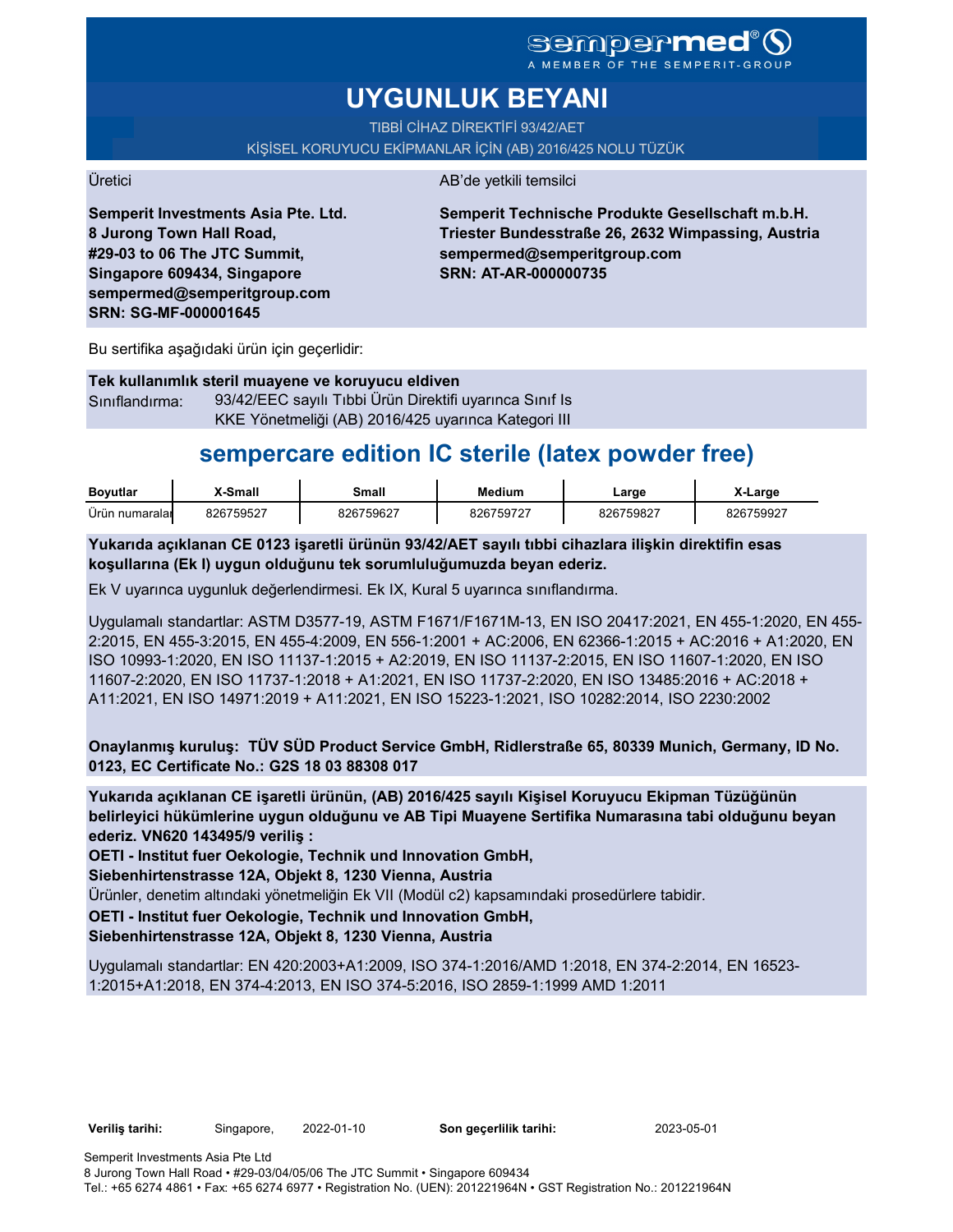sempermed®
A MEMBER OF THE SEMPERIT-GROUP

# UYGUNLUK BEYANI

TIBBİ CİHAZ DİREKTİFİ 93/42/AET

KİŞİSEL KORUYUCU EKİPMANLAR İÇİN (AB) 2016/425 NOLU TÜZÜK

Üretici

**Semperit Investments Asia Pte. Ltd.**
**8 Jurong Town Hall Road,**
**#29-03 to 06 The JTC Summit,**
**Singapore 609434, Singapore**
**sempermed@semperitgroup.com**
**SRN: SG-MF-000001645**

AB'de yetkili temsilci

**Semperit Technische Produkte Gesellschaft m.b.H.**
**Triester Bundesstraße 26, 2632 Wimpassing, Austria**
**sempermed@semperitgroup.com**
**SRN: AT-AR-000000735**

Bu sertifika aşağıdaki ürün için geçerlidir:

**Tek kullanımlık steril muayene ve koruyucu eldiven**

Sınıflandırma: 93/42/EEC sayılı Tıbbi Ürün Direktifi uyarınca Sınıf Is
KKE Yönetmeliği (AB) 2016/425 uyarınca Kategori III

## sempercare edition IC sterile (latex powder free)

| Boyutlar | X-Small | Small | Medium | Large | X-Large |
|---|---|---|---|---|---|
| Ürün numaraları | 826759527 | 826759627 | 826759727 | 826759827 | 826759927 |

**Yukarıda açıklanan CE 0123 işaretli ürünün 93/42/AET sayılı tıbbi cihazlara ilişkin direktifin esas koşullarına (Ek I) uygun olduğunu tek sorumluluğumuzda beyan ederiz.**

Ek V uyarınca uygunluk değerlendirmesi. Ek IX, Kural 5 uyarınca sınıflandırma.

Uygulamalı standartlar: ASTM D3577-19, ASTM F1671/F1671M-13, EN ISO 20417:2021, EN 455-1:2020, EN 455-2:2015, EN 455-3:2015, EN 455-4:2009, EN 556-1:2001 + AC:2006, EN 62366-1:2015 + AC:2016 + A1:2020, EN ISO 10993-1:2020, EN ISO 11137-1:2015 + A2:2019, EN ISO 11137-2:2015, EN ISO 11607-1:2020, EN ISO 11607-2:2020, EN ISO 11737-1:2018 + A1:2021, EN ISO 11737-2:2020, EN ISO 13485:2016 + AC:2018 + A11:2021, EN ISO 14971:2019 + A11:2021, EN ISO 15223-1:2021, ISO 10282:2014, ISO 2230:2002

**Onaylanmış kuruluş: TÜV SÜD Product Service GmbH, Ridlerstraße 65, 80339 Munich, Germany, ID No. 0123, EC Certificate No.: G2S 18 03 88308 017**

**Yukarıda açıklanan CE işaretli ürünün, (AB) 2016/425 sayılı Kişisel Koruyucu Ekipman Tüzüğünün belirleyici hükümlerine uygun olduğunu ve AB Tipi Muayene Sertifika Numarasına tabi olduğunu beyan ederiz. VN620 143495/9 veriliş :**
**OETI - Institut fuer Oekologie, Technik und Innovation GmbH,**
**Siebenhirtenstrasse 12A, Objekt 8, 1230 Vienna, Austria**

Ürünler, denetim altındaki yönetmeliğin Ek VII (Modül c2) kapsamındaki prosedürlere tabidir.

**OETI - Institut fuer Oekologie, Technik und Innovation GmbH,**
**Siebenhirtenstrasse 12A, Objekt 8, 1230 Vienna, Austria**

Uygulamalı standartlar: EN 420:2003+A1:2009, ISO 374-1:2016/AMD 1:2018, EN 374-2:2014, EN 16523-1:2015+A1:2018, EN 374-4:2013, EN ISO 374-5:2016, ISO 2859-1:1999 AMD 1:2011

**Veriliş tarihi:** Singapore, 2022-01-10 **Son geçerlilik tarihi:** 2023-05-01

Semperit Investments Asia Pte Ltd
8 Jurong Town Hall Road • #29-03/04/05/06 The JTC Summit • Singapore 609434
Tel.: +65 6274 4861 • Fax: +65 6274 6977 • Registration No. (UEN): 201221964N • GST Registration No.: 201221964N